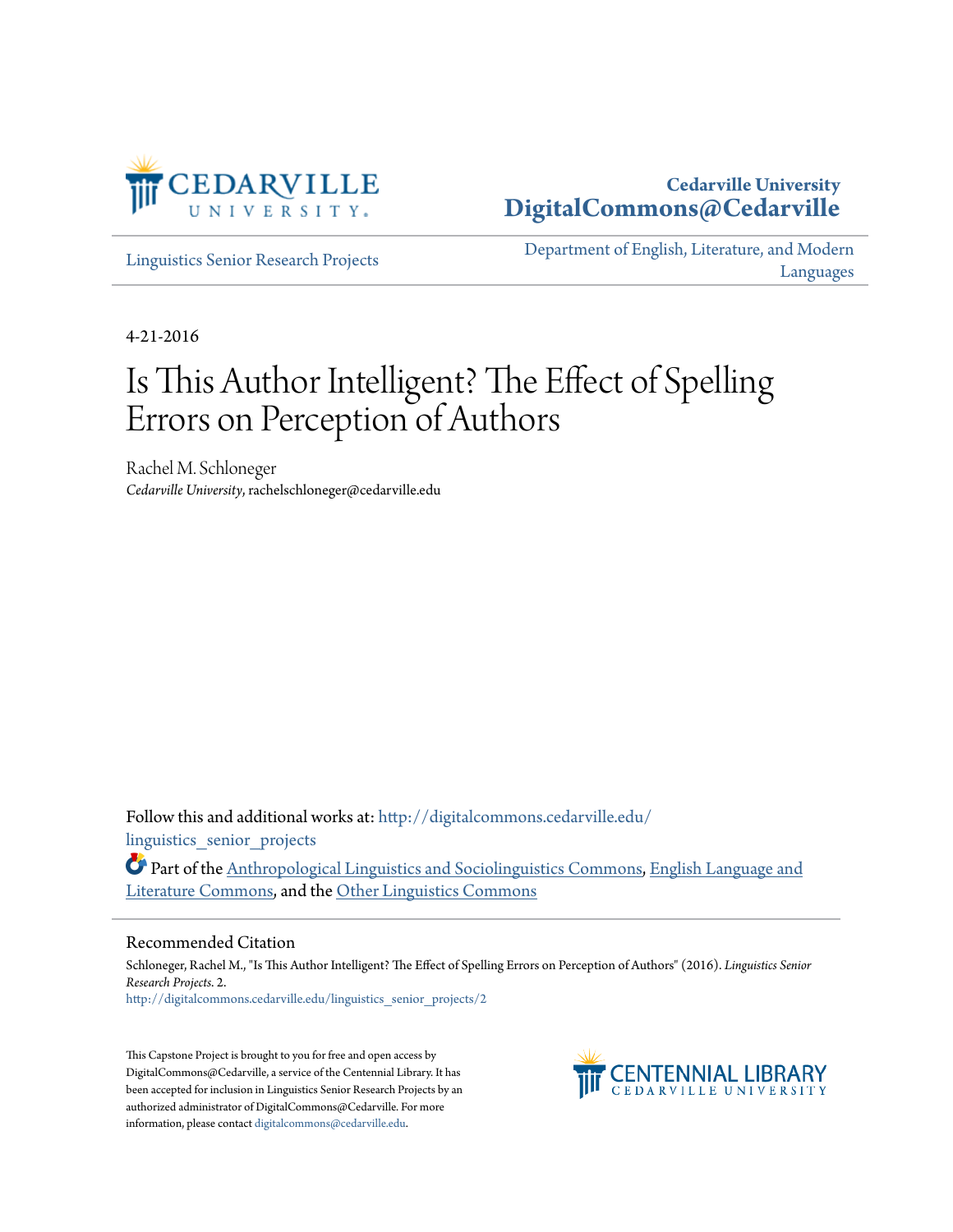Cedarville University
DigitalCommons@Cedarville

Linguistics Senior Research Projects

Department of English, Literature, and Modern Languages

4-21-2016

# Is This Author Intelligent? The Effect of Spelling Errors on Perception of Authors

Rachel M. Schloneger
*Cedarville University*, rachelschloneger@cedarville.edu

Follow this and additional works at: http://digitalcommons.cedarville.edu/linguistics_senior_projects

Part of the Anthropological Linguistics and Sociolinguistics Commons, English Language and Literature Commons, and the Other Linguistics Commons

## Recommended Citation

Schloneger, Rachel M., "Is This Author Intelligent? The Effect of Spelling Errors on Perception of Authors" (2016). *Linguistics Senior Research Projects*. 2.
http://digitalcommons.cedarville.edu/linguistics_senior_projects/2

This Capstone Project is brought to you for free and open access by DigitalCommons@Cedarville, a service of the Centennial Library. It has been accepted for inclusion in Linguistics Senior Research Projects by an authorized administrator of DigitalCommons@Cedarville. For more information, please contact digitalcommons@cedarville.edu.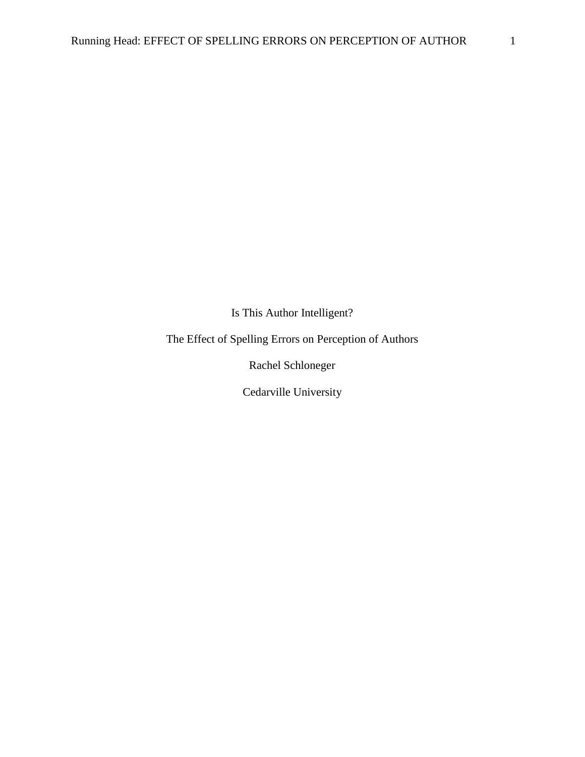Is This Author Intelligent?

The Effect of Spelling Errors on Perception of Authors

Rachel Schloneger

Cedarville University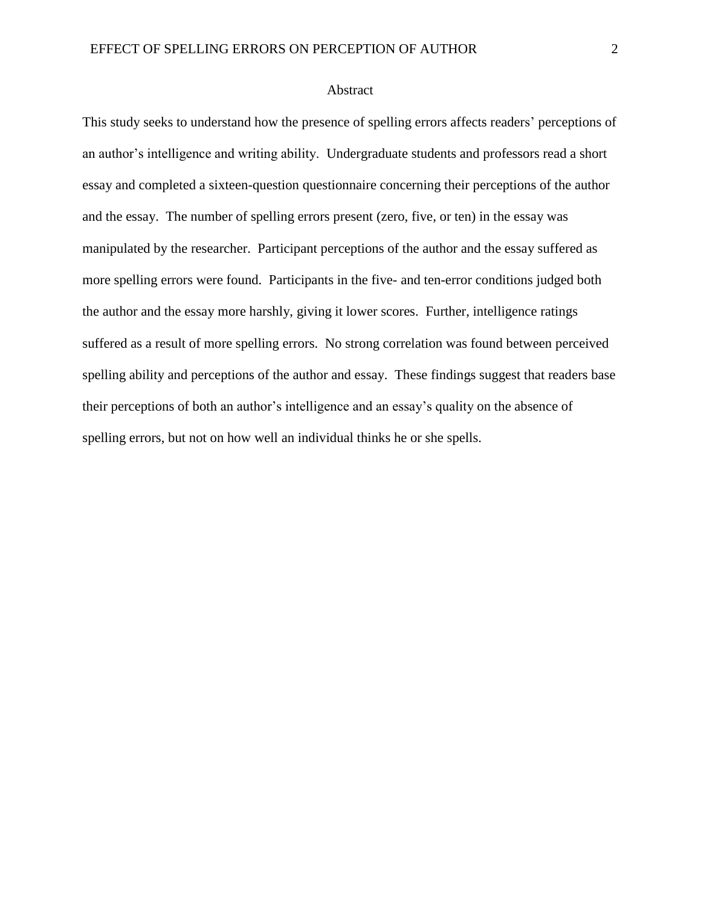# Abstract

This study seeks to understand how the presence of spelling errors affects readers' perceptions of an author's intelligence and writing ability. Undergraduate students and professors read a short essay and completed a sixteen-question questionnaire concerning their perceptions of the author and the essay. The number of spelling errors present (zero, five, or ten) in the essay was manipulated by the researcher. Participant perceptions of the author and the essay suffered as more spelling errors were found. Participants in the five- and ten-error conditions judged both the author and the essay more harshly, giving it lower scores. Further, intelligence ratings suffered as a result of more spelling errors. No strong correlation was found between perceived spelling ability and perceptions of the author and essay. These findings suggest that readers base their perceptions of both an author's intelligence and an essay's quality on the absence of spelling errors, but not on how well an individual thinks he or she spells.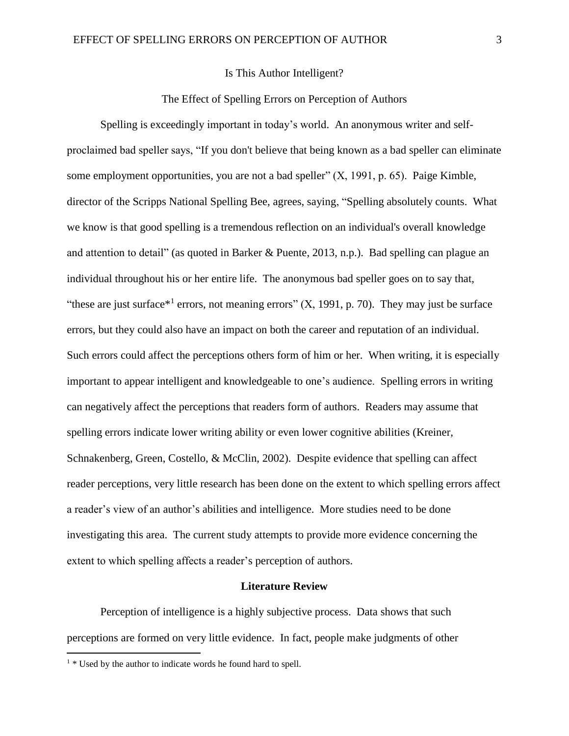# Is This Author Intelligent?

## The Effect of Spelling Errors on Perception of Authors

Spelling is exceedingly important in today's world. An anonymous writer and self-proclaimed bad speller says, "If you don't believe that being known as a bad speller can eliminate some employment opportunities, you are not a bad speller" (X, 1991, p. 65). Paige Kimble, director of the Scripps National Spelling Bee, agrees, saying, "Spelling absolutely counts. What we know is that good spelling is a tremendous reflection on an individual's overall knowledge and attention to detail" (as quoted in Barker & Puente, 2013, n.p.). Bad spelling can plague an individual throughout his or her entire life. The anonymous bad speller goes on to say that, "these are just surface*[1] errors, not meaning errors" (X, 1991, p. 70). They may just be surface errors, but they could also have an impact on both the career and reputation of an individual. Such errors could affect the perceptions others form of him or her. When writing, it is especially important to appear intelligent and knowledgeable to one's audience. Spelling errors in writing can negatively affect the perceptions that readers form of authors. Readers may assume that spelling errors indicate lower writing ability or even lower cognitive abilities (Kreiner, Schnakenberg, Green, Costello, & McClin, 2002). Despite evidence that spelling can affect reader perceptions, very little research has been done on the extent to which spelling errors affect a reader's view of an author's abilities and intelligence. More studies need to be done investigating this area. The current study attempts to provide more evidence concerning the extent to which spelling affects a reader's perception of authors.

## Literature Review

Perception of intelligence is a highly subjective process. Data shows that such perceptions are formed on very little evidence. In fact, people make judgments of other

[1] * Used by the author to indicate words he found hard to spell.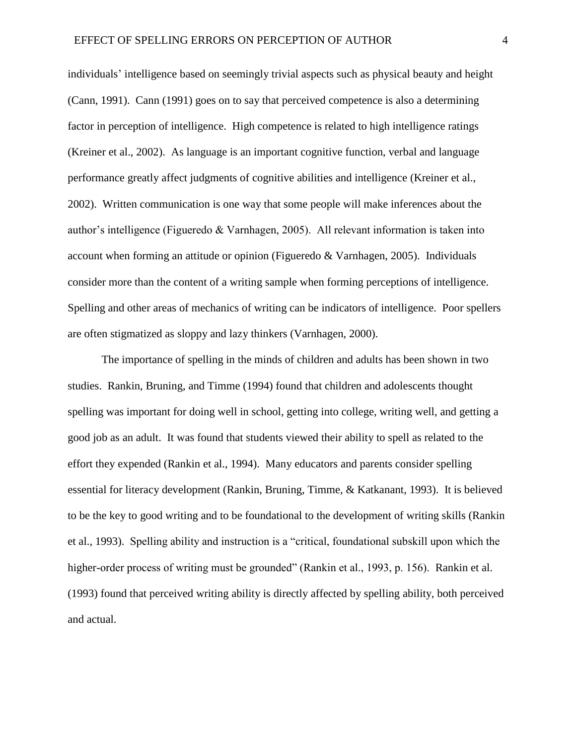individuals' intelligence based on seemingly trivial aspects such as physical beauty and height (Cann, 1991). Cann (1991) goes on to say that perceived competence is also a determining factor in perception of intelligence. High competence is related to high intelligence ratings (Kreiner et al., 2002). As language is an important cognitive function, verbal and language performance greatly affect judgments of cognitive abilities and intelligence (Kreiner et al., 2002). Written communication is one way that some people will make inferences about the author's intelligence (Figueredo & Varnhagen, 2005). All relevant information is taken into account when forming an attitude or opinion (Figueredo & Varnhagen, 2005). Individuals consider more than the content of a writing sample when forming perceptions of intelligence. Spelling and other areas of mechanics of writing can be indicators of intelligence. Poor spellers are often stigmatized as sloppy and lazy thinkers (Varnhagen, 2000).

The importance of spelling in the minds of children and adults has been shown in two studies. Rankin, Bruning, and Timme (1994) found that children and adolescents thought spelling was important for doing well in school, getting into college, writing well, and getting a good job as an adult. It was found that students viewed their ability to spell as related to the effort they expended (Rankin et al., 1994). Many educators and parents consider spelling essential for literacy development (Rankin, Bruning, Timme, & Katkanant, 1993). It is believed to be the key to good writing and to be foundational to the development of writing skills (Rankin et al., 1993). Spelling ability and instruction is a "critical, foundational subskill upon which the higher-order process of writing must be grounded" (Rankin et al., 1993, p. 156). Rankin et al. (1993) found that perceived writing ability is directly affected by spelling ability, both perceived and actual.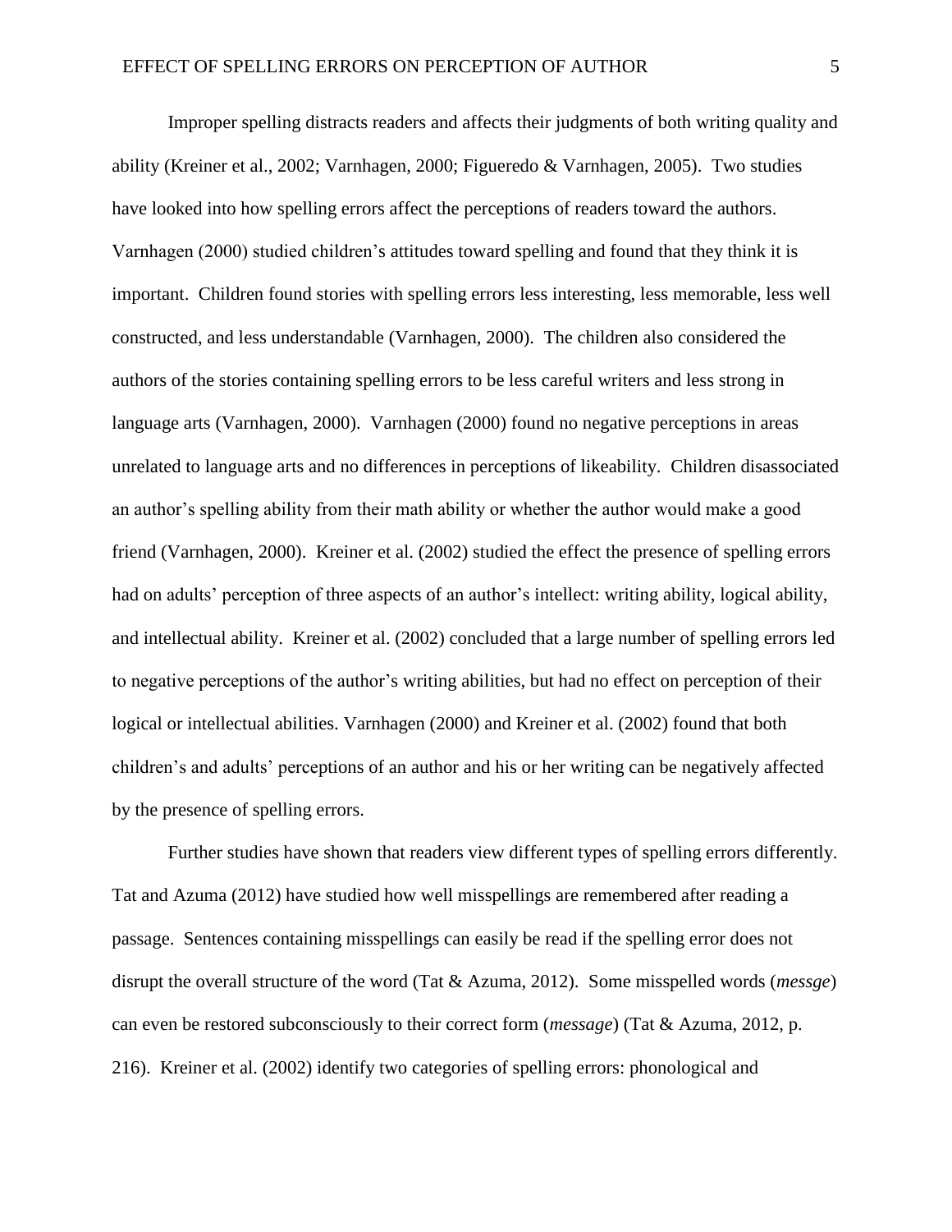Improper spelling distracts readers and affects their judgments of both writing quality and ability (Kreiner et al., 2002; Varnhagen, 2000; Figueredo & Varnhagen, 2005). Two studies have looked into how spelling errors affect the perceptions of readers toward the authors. Varnhagen (2000) studied children's attitudes toward spelling and found that they think it is important. Children found stories with spelling errors less interesting, less memorable, less well constructed, and less understandable (Varnhagen, 2000). The children also considered the authors of the stories containing spelling errors to be less careful writers and less strong in language arts (Varnhagen, 2000). Varnhagen (2000) found no negative perceptions in areas unrelated to language arts and no differences in perceptions of likeability. Children disassociated an author's spelling ability from their math ability or whether the author would make a good friend (Varnhagen, 2000). Kreiner et al. (2002) studied the effect the presence of spelling errors had on adults' perception of three aspects of an author's intellect: writing ability, logical ability, and intellectual ability. Kreiner et al. (2002) concluded that a large number of spelling errors led to negative perceptions of the author's writing abilities, but had no effect on perception of their logical or intellectual abilities. Varnhagen (2000) and Kreiner et al. (2002) found that both children's and adults' perceptions of an author and his or her writing can be negatively affected by the presence of spelling errors.

Further studies have shown that readers view different types of spelling errors differently. Tat and Azuma (2012) have studied how well misspellings are remembered after reading a passage. Sentences containing misspellings can easily be read if the spelling error does not disrupt the overall structure of the word (Tat & Azuma, 2012). Some misspelled words (*messge*) can even be restored subconsciously to their correct form (*message*) (Tat & Azuma, 2012, p. 216). Kreiner et al. (2002) identify two categories of spelling errors: phonological and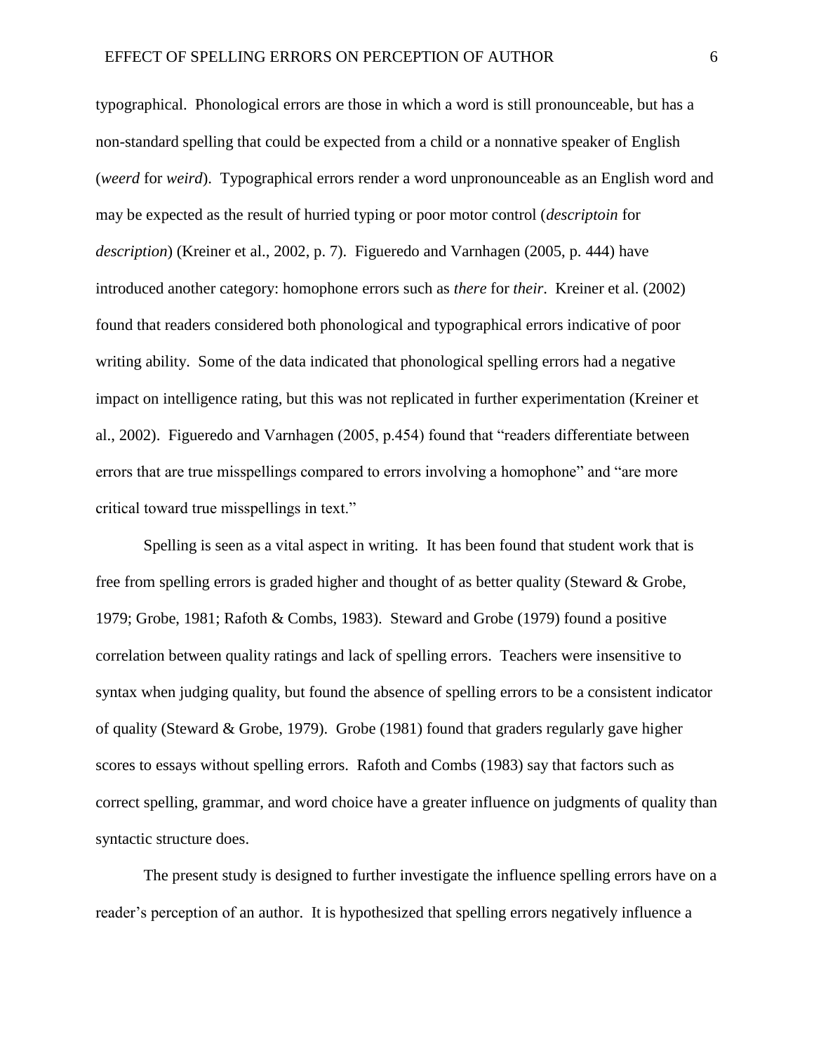typographical. Phonological errors are those in which a word is still pronounceable, but has a non-standard spelling that could be expected from a child or a nonnative speaker of English (*weerd* for *weird*). Typographical errors render a word unpronounceable as an English word and may be expected as the result of hurried typing or poor motor control (*descriptoin* for *description*) (Kreiner et al., 2002, p. 7). Figueredo and Varnhagen (2005, p. 444) have introduced another category: homophone errors such as *there* for *their*. Kreiner et al. (2002) found that readers considered both phonological and typographical errors indicative of poor writing ability. Some of the data indicated that phonological spelling errors had a negative impact on intelligence rating, but this was not replicated in further experimentation (Kreiner et al., 2002). Figueredo and Varnhagen (2005, p.454) found that "readers differentiate between errors that are true misspellings compared to errors involving a homophone" and "are more critical toward true misspellings in text."

Spelling is seen as a vital aspect in writing. It has been found that student work that is free from spelling errors is graded higher and thought of as better quality (Steward & Grobe, 1979; Grobe, 1981; Rafoth & Combs, 1983). Steward and Grobe (1979) found a positive correlation between quality ratings and lack of spelling errors. Teachers were insensitive to syntax when judging quality, but found the absence of spelling errors to be a consistent indicator of quality (Steward & Grobe, 1979). Grobe (1981) found that graders regularly gave higher scores to essays without spelling errors. Rafoth and Combs (1983) say that factors such as correct spelling, grammar, and word choice have a greater influence on judgments of quality than syntactic structure does.

The present study is designed to further investigate the influence spelling errors have on a reader's perception of an author. It is hypothesized that spelling errors negatively influence a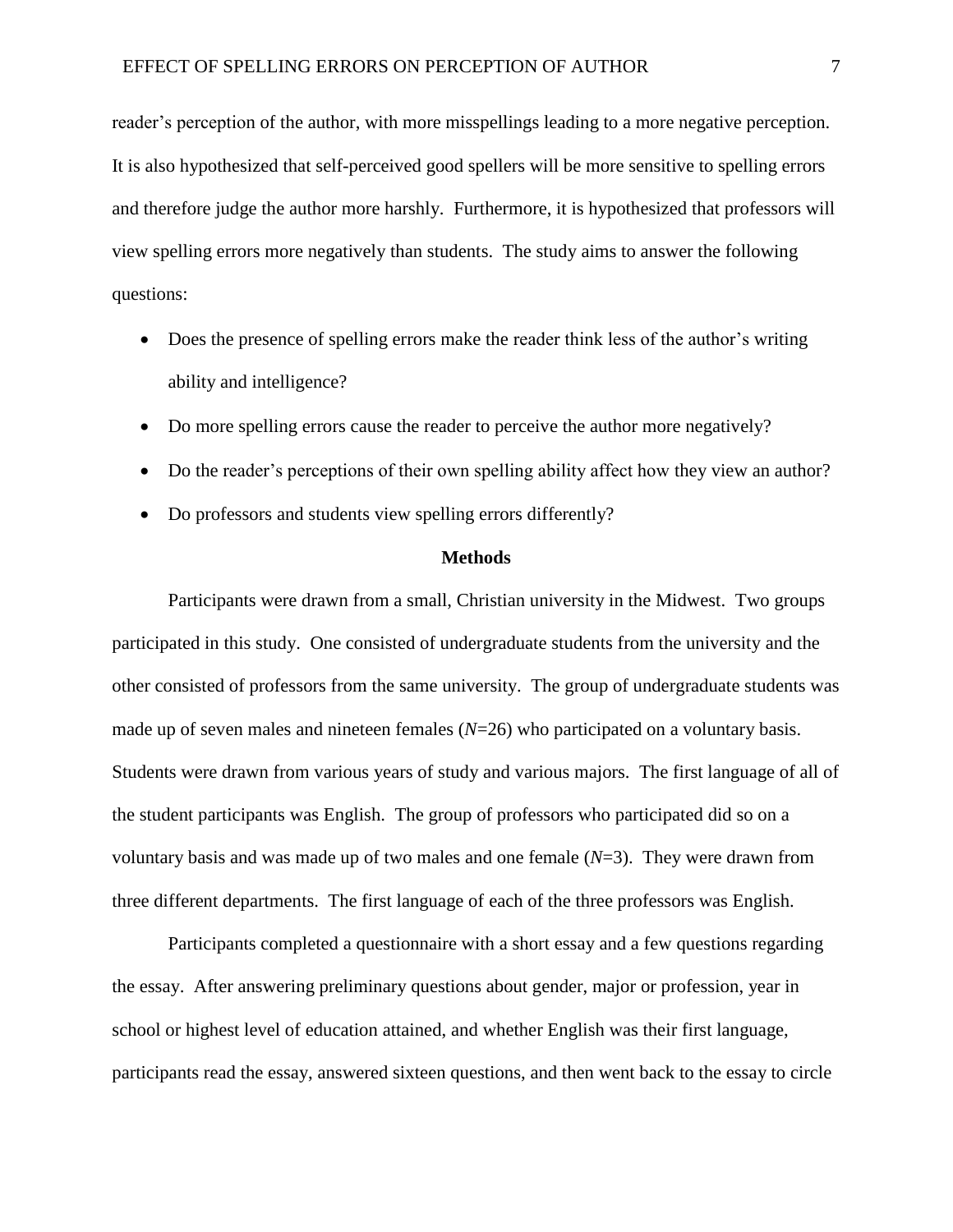reader's perception of the author, with more misspellings leading to a more negative perception. It is also hypothesized that self-perceived good spellers will be more sensitive to spelling errors and therefore judge the author more harshly. Furthermore, it is hypothesized that professors will view spelling errors more negatively than students. The study aims to answer the following questions:

- Does the presence of spelling errors make the reader think less of the author's writing ability and intelligence?
- Do more spelling errors cause the reader to perceive the author more negatively?
- Do the reader's perceptions of their own spelling ability affect how they view an author?
- Do professors and students view spelling errors differently?

## Methods

Participants were drawn from a small, Christian university in the Midwest. Two groups participated in this study. One consisted of undergraduate students from the university and the other consisted of professors from the same university. The group of undergraduate students was made up of seven males and nineteen females ($N$=26) who participated on a voluntary basis. Students were drawn from various years of study and various majors. The first language of all of the student participants was English. The group of professors who participated did so on a voluntary basis and was made up of two males and one female ($N$=3). They were drawn from three different departments. The first language of each of the three professors was English.

Participants completed a questionnaire with a short essay and a few questions regarding the essay. After answering preliminary questions about gender, major or profession, year in school or highest level of education attained, and whether English was their first language, participants read the essay, answered sixteen questions, and then went back to the essay to circle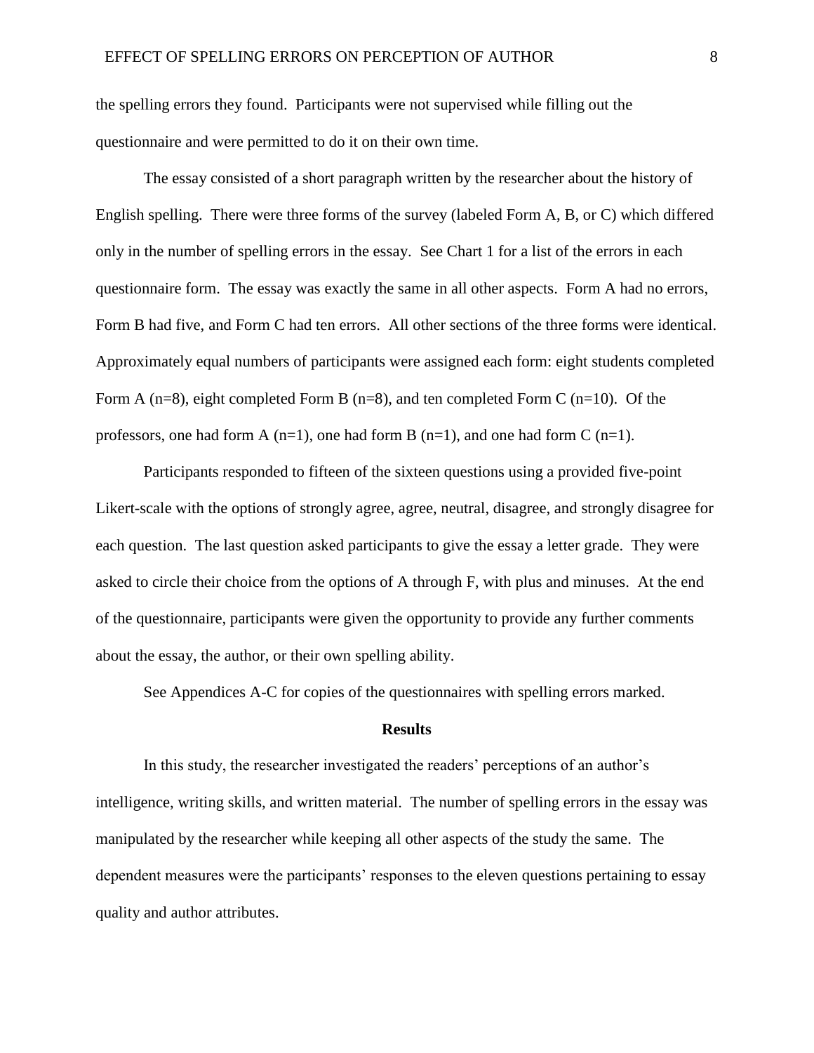the spelling errors they found. Participants were not supervised while filling out the questionnaire and were permitted to do it on their own time.

The essay consisted of a short paragraph written by the researcher about the history of English spelling. There were three forms of the survey (labeled Form A, B, or C) which differed only in the number of spelling errors in the essay. See Chart 1 for a list of the errors in each questionnaire form. The essay was exactly the same in all other aspects. Form A had no errors, Form B had five, and Form C had ten errors. All other sections of the three forms were identical. Approximately equal numbers of participants were assigned each form: eight students completed Form A (n=8), eight completed Form B (n=8), and ten completed Form C (n=10). Of the professors, one had form A (n=1), one had form B (n=1), and one had form C (n=1).

Participants responded to fifteen of the sixteen questions using a provided five-point Likert-scale with the options of strongly agree, agree, neutral, disagree, and strongly disagree for each question. The last question asked participants to give the essay a letter grade. They were asked to circle their choice from the options of A through F, with plus and minuses. At the end of the questionnaire, participants were given the opportunity to provide any further comments about the essay, the author, or their own spelling ability.

See Appendices A-C for copies of the questionnaires with spelling errors marked.

## Results

In this study, the researcher investigated the readers' perceptions of an author's intelligence, writing skills, and written material. The number of spelling errors in the essay was manipulated by the researcher while keeping all other aspects of the study the same. The dependent measures were the participants' responses to the eleven questions pertaining to essay quality and author attributes.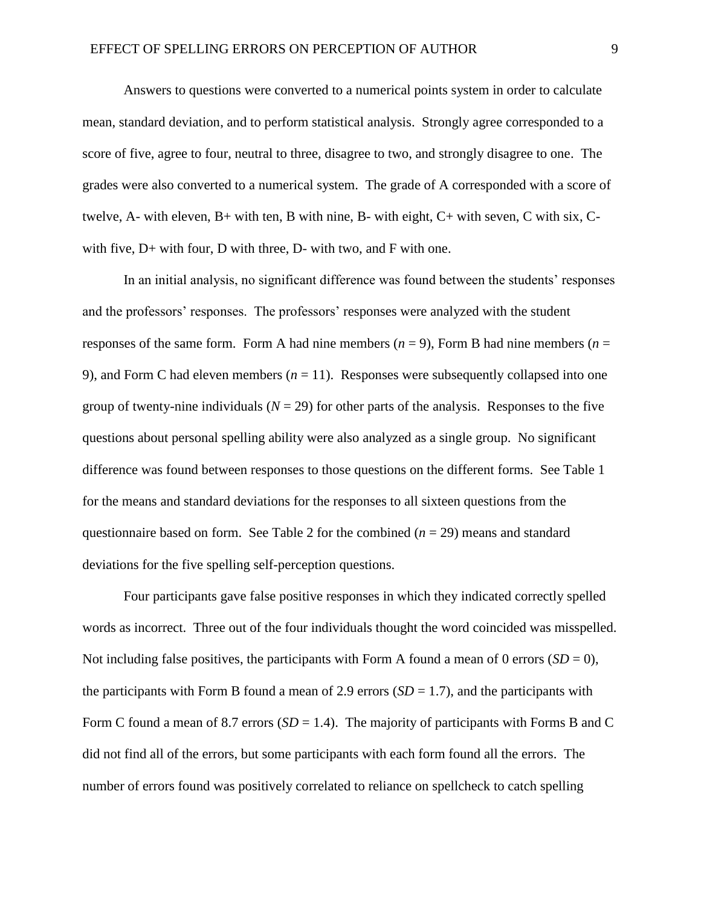Answers to questions were converted to a numerical points system in order to calculate mean, standard deviation, and to perform statistical analysis. Strongly agree corresponded to a score of five, agree to four, neutral to three, disagree to two, and strongly disagree to one. The grades were also converted to a numerical system. The grade of A corresponded with a score of twelve, A- with eleven, B+ with ten, B with nine, B- with eight, C+ with seven, C with six, C- with five, D+ with four, D with three, D- with two, and F with one.

In an initial analysis, no significant difference was found between the students' responses and the professors' responses. The professors' responses were analyzed with the student responses of the same form. Form A had nine members ($n = 9$), Form B had nine members ($n = 9$), and Form C had eleven members ($n = 11$). Responses were subsequently collapsed into one group of twenty-nine individuals ($N = 29$) for other parts of the analysis. Responses to the five questions about personal spelling ability were also analyzed as a single group. No significant difference was found between responses to those questions on the different forms. See Table 1 for the means and standard deviations for the responses to all sixteen questions from the questionnaire based on form. See Table 2 for the combined ($n = 29$) means and standard deviations for the five spelling self-perception questions.

Four participants gave false positive responses in which they indicated correctly spelled words as incorrect. Three out of the four individuals thought the word coincided was misspelled. Not including false positives, the participants with Form A found a mean of 0 errors ($SD = 0$), the participants with Form B found a mean of 2.9 errors ($SD = 1.7$), and the participants with Form C found a mean of 8.7 errors ($SD = 1.4$). The majority of participants with Forms B and C did not find all of the errors, but some participants with each form found all the errors. The number of errors found was positively correlated to reliance on spellcheck to catch spelling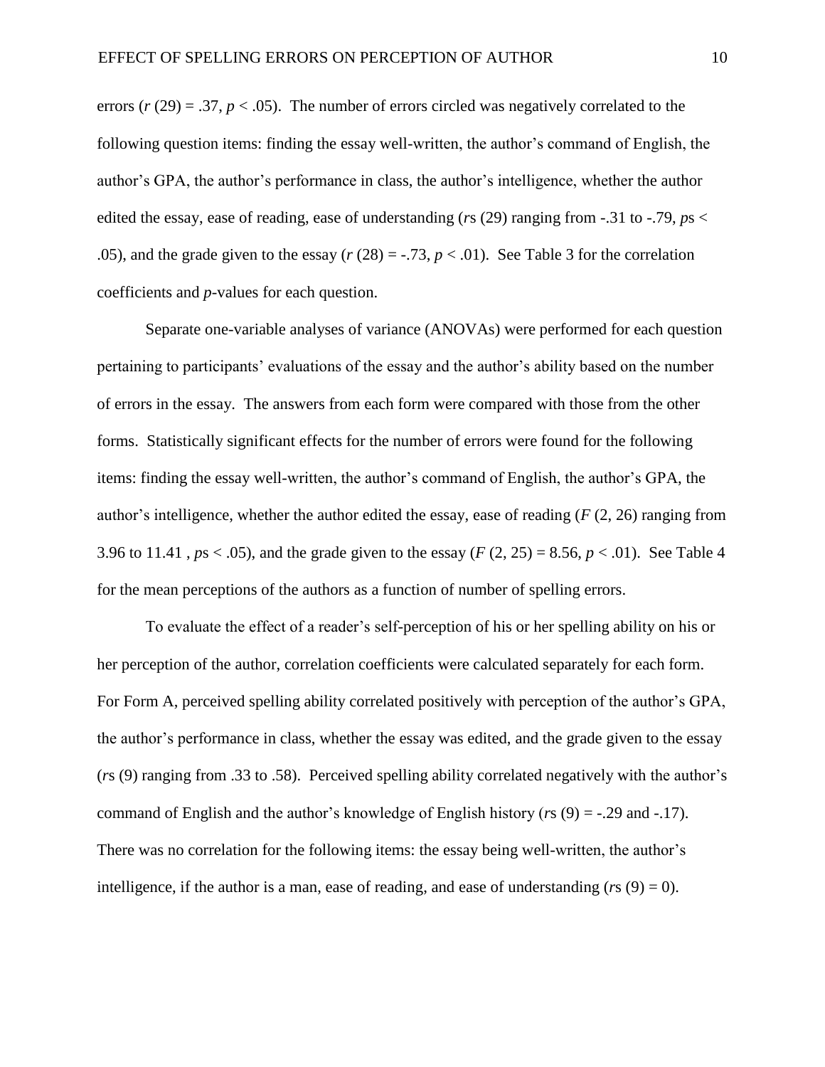errors ($r$ (29) = .37, $p < .05$). The number of errors circled was negatively correlated to the following question items: finding the essay well-written, the author's command of English, the author's GPA, the author's performance in class, the author's intelligence, whether the author edited the essay, ease of reading, ease of understanding ($r$s (29) ranging from -.31 to -.79, $p$s < .05), and the grade given to the essay ($r$ (28) = -.73, $p < .01$). See Table 3 for the correlation coefficients and $p$-values for each question.

Separate one-variable analyses of variance (ANOVAs) were performed for each question pertaining to participants' evaluations of the essay and the author's ability based on the number of errors in the essay. The answers from each form were compared with those from the other forms. Statistically significant effects for the number of errors were found for the following items: finding the essay well-written, the author's command of English, the author's GPA, the author's intelligence, whether the author edited the essay, ease of reading ($F$ (2, 26) ranging from 3.96 to 11.41 , $p$s < .05), and the grade given to the essay ($F$ (2, 25) = 8.56, $p < .01$). See Table 4 for the mean perceptions of the authors as a function of number of spelling errors.

To evaluate the effect of a reader's self-perception of his or her spelling ability on his or her perception of the author, correlation coefficients were calculated separately for each form. For Form A, perceived spelling ability correlated positively with perception of the author's GPA, the author's performance in class, whether the essay was edited, and the grade given to the essay ($r$s (9) ranging from .33 to .58). Perceived spelling ability correlated negatively with the author's command of English and the author's knowledge of English history ($r$s (9) = -.29 and -.17). There was no correlation for the following items: the essay being well-written, the author's intelligence, if the author is a man, ease of reading, and ease of understanding ($r$s (9) = 0).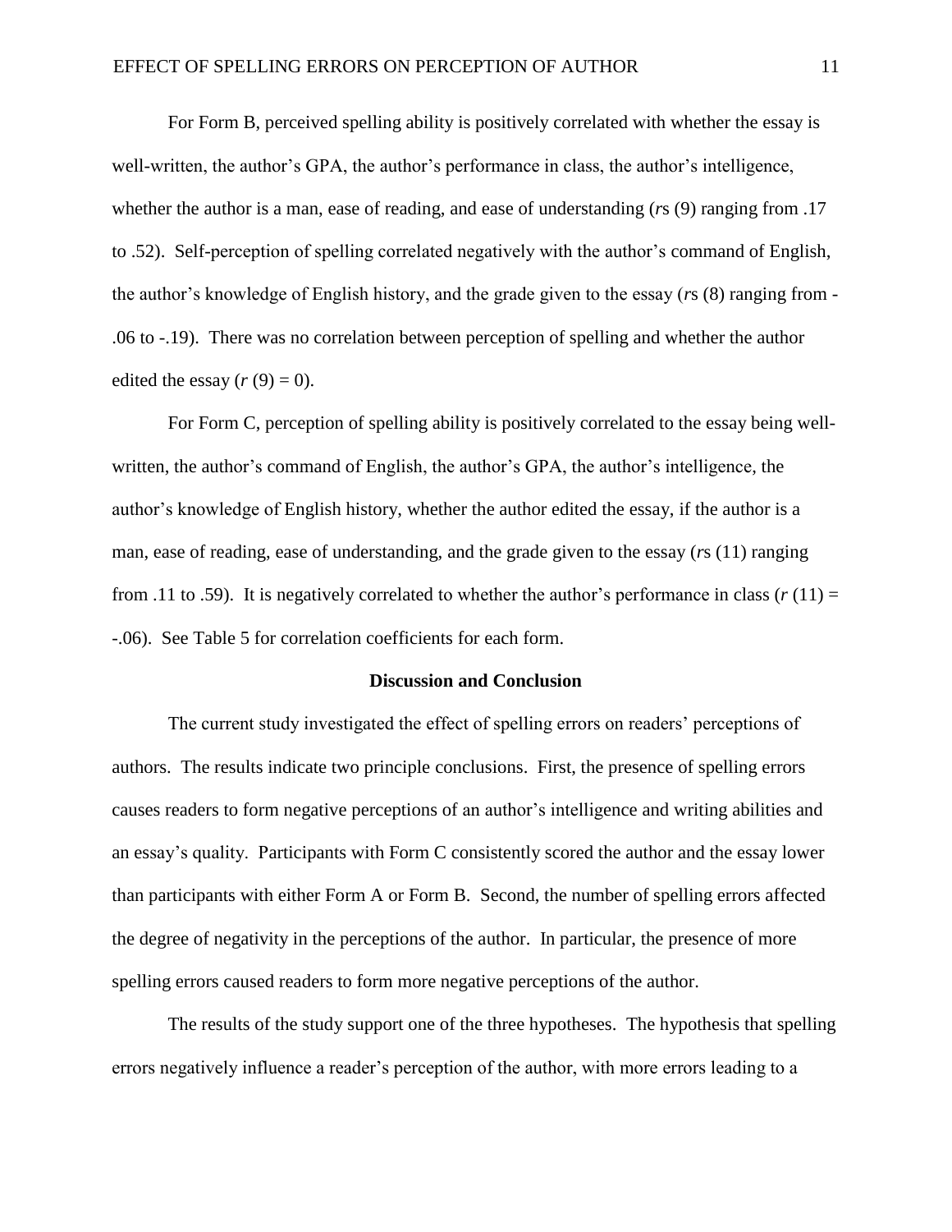For Form B, perceived spelling ability is positively correlated with whether the essay is well-written, the author's GPA, the author's performance in class, the author's intelligence, whether the author is a man, ease of reading, and ease of understanding (*r*s (9) ranging from .17 to .52). Self-perception of spelling correlated negatively with the author's command of English, the author's knowledge of English history, and the grade given to the essay (*r*s (8) ranging from -.06 to -.19). There was no correlation between perception of spelling and whether the author edited the essay ($r$ (9) = 0).

For Form C, perception of spelling ability is positively correlated to the essay being well-written, the author's command of English, the author's GPA, the author's intelligence, the author's knowledge of English history, whether the author edited the essay, if the author is a man, ease of reading, ease of understanding, and the grade given to the essay (*r*s (11) ranging from .11 to .59). It is negatively correlated to whether the author's performance in class ($r$ (11) = -.06). See Table 5 for correlation coefficients for each form.

## Discussion and Conclusion

The current study investigated the effect of spelling errors on readers' perceptions of authors. The results indicate two principle conclusions. First, the presence of spelling errors causes readers to form negative perceptions of an author's intelligence and writing abilities and an essay's quality. Participants with Form C consistently scored the author and the essay lower than participants with either Form A or Form B. Second, the number of spelling errors affected the degree of negativity in the perceptions of the author. In particular, the presence of more spelling errors caused readers to form more negative perceptions of the author.

The results of the study support one of the three hypotheses. The hypothesis that spelling errors negatively influence a reader's perception of the author, with more errors leading to a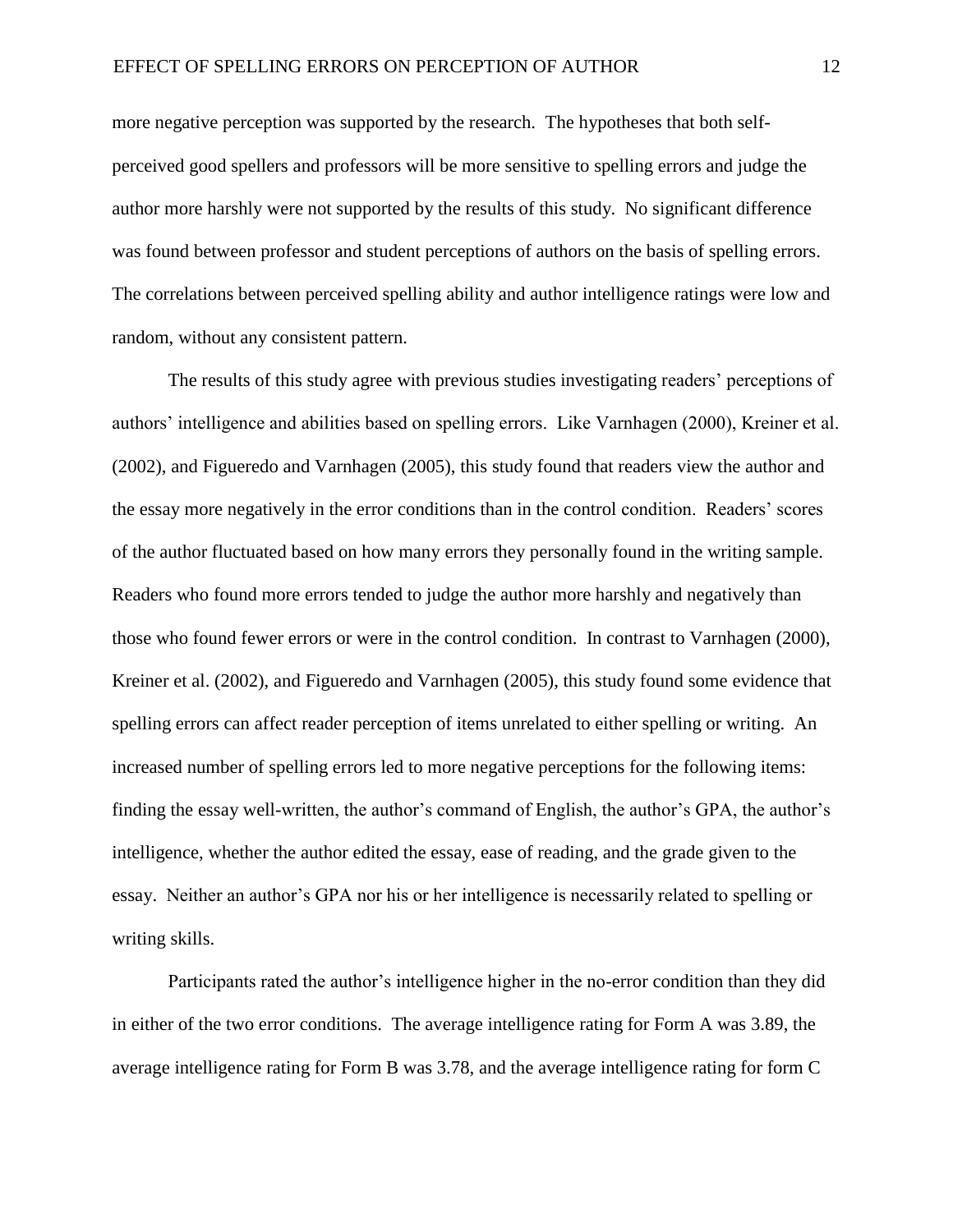more negative perception was supported by the research. The hypotheses that both self-perceived good spellers and professors will be more sensitive to spelling errors and judge the author more harshly were not supported by the results of this study. No significant difference was found between professor and student perceptions of authors on the basis of spelling errors. The correlations between perceived spelling ability and author intelligence ratings were low and random, without any consistent pattern.

The results of this study agree with previous studies investigating readers' perceptions of authors' intelligence and abilities based on spelling errors. Like Varnhagen (2000), Kreiner et al. (2002), and Figueredo and Varnhagen (2005), this study found that readers view the author and the essay more negatively in the error conditions than in the control condition. Readers' scores of the author fluctuated based on how many errors they personally found in the writing sample. Readers who found more errors tended to judge the author more harshly and negatively than those who found fewer errors or were in the control condition. In contrast to Varnhagen (2000), Kreiner et al. (2002), and Figueredo and Varnhagen (2005), this study found some evidence that spelling errors can affect reader perception of items unrelated to either spelling or writing. An increased number of spelling errors led to more negative perceptions for the following items: finding the essay well-written, the author's command of English, the author's GPA, the author's intelligence, whether the author edited the essay, ease of reading, and the grade given to the essay. Neither an author's GPA nor his or her intelligence is necessarily related to spelling or writing skills.

Participants rated the author's intelligence higher in the no-error condition than they did in either of the two error conditions. The average intelligence rating for Form A was 3.89, the average intelligence rating for Form B was 3.78, and the average intelligence rating for form C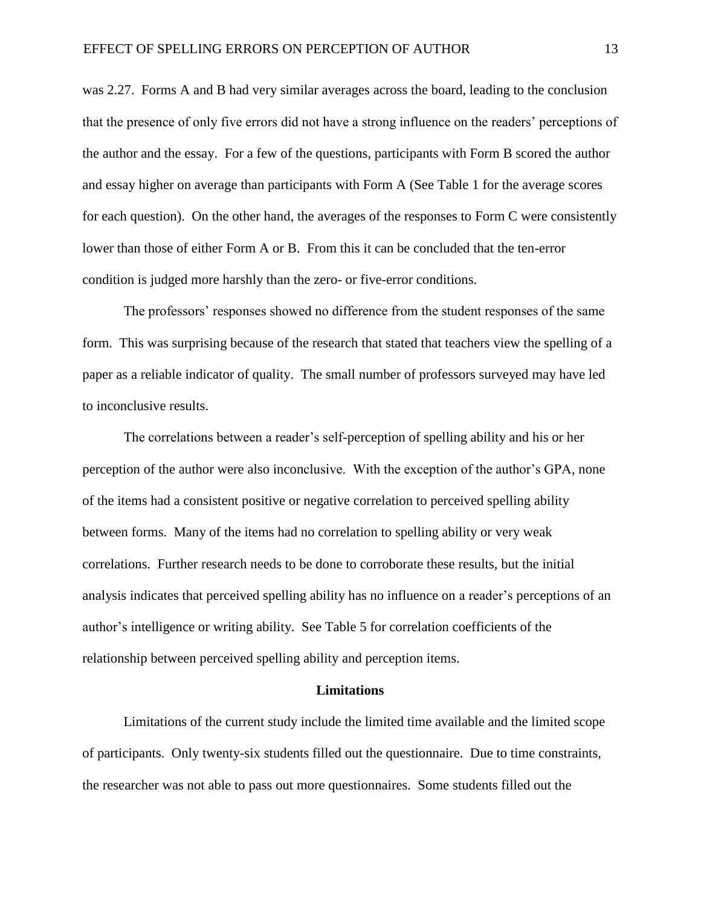was 2.27. Forms A and B had very similar averages across the board, leading to the conclusion that the presence of only five errors did not have a strong influence on the readers' perceptions of the author and the essay. For a few of the questions, participants with Form B scored the author and essay higher on average than participants with Form A (See Table 1 for the average scores for each question). On the other hand, the averages of the responses to Form C were consistently lower than those of either Form A or B. From this it can be concluded that the ten-error condition is judged more harshly than the zero- or five-error conditions.

The professors' responses showed no difference from the student responses of the same form. This was surprising because of the research that stated that teachers view the spelling of a paper as a reliable indicator of quality. The small number of professors surveyed may have led to inconclusive results.

The correlations between a reader's self-perception of spelling ability and his or her perception of the author were also inconclusive. With the exception of the author's GPA, none of the items had a consistent positive or negative correlation to perceived spelling ability between forms. Many of the items had no correlation to spelling ability or very weak correlations. Further research needs to be done to corroborate these results, but the initial analysis indicates that perceived spelling ability has no influence on a reader's perceptions of an author's intelligence or writing ability. See Table 5 for correlation coefficients of the relationship between perceived spelling ability and perception items.

## Limitations

Limitations of the current study include the limited time available and the limited scope of participants. Only twenty-six students filled out the questionnaire. Due to time constraints, the researcher was not able to pass out more questionnaires. Some students filled out the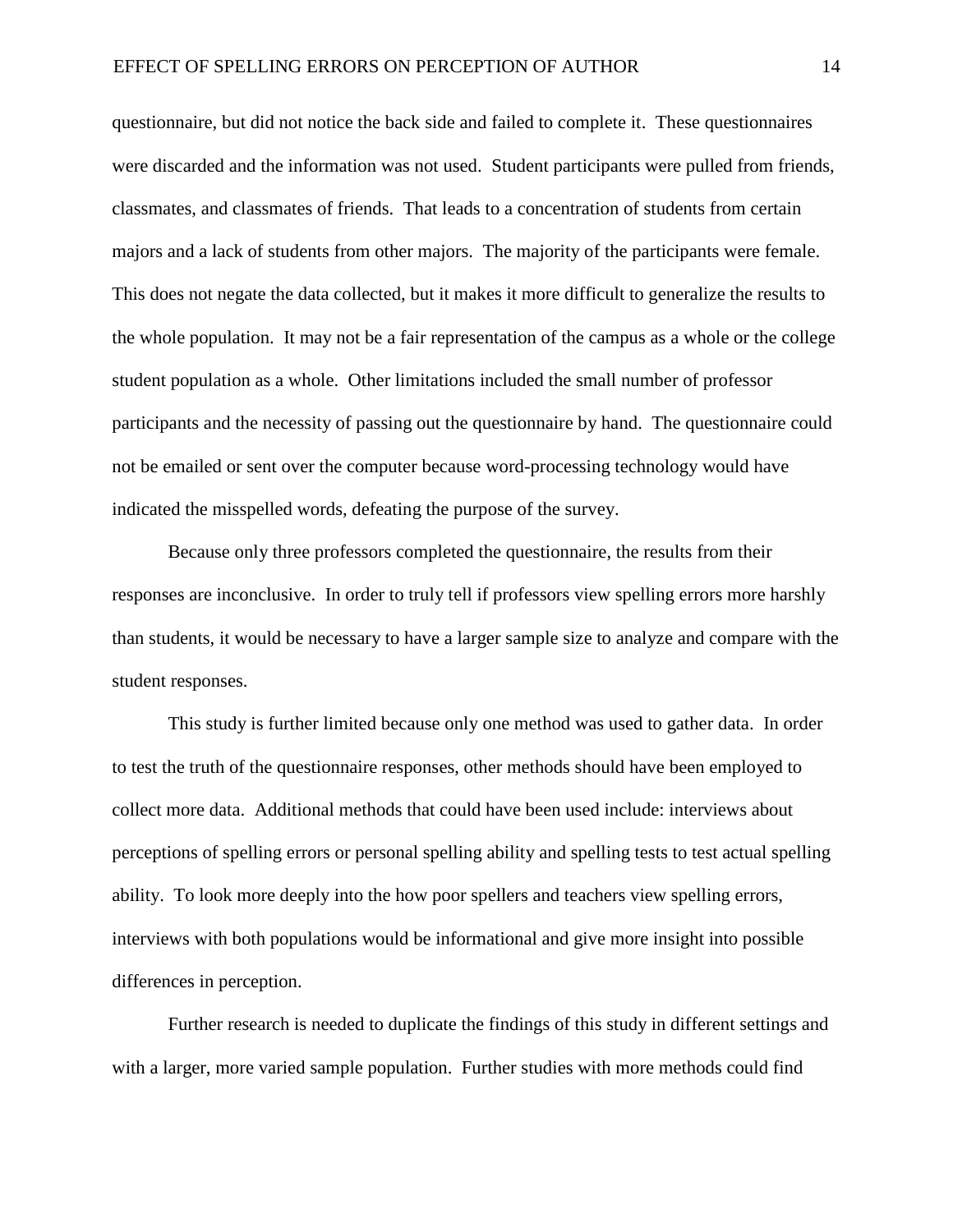questionnaire, but did not notice the back side and failed to complete it. These questionnaires were discarded and the information was not used. Student participants were pulled from friends, classmates, and classmates of friends. That leads to a concentration of students from certain majors and a lack of students from other majors. The majority of the participants were female. This does not negate the data collected, but it makes it more difficult to generalize the results to the whole population. It may not be a fair representation of the campus as a whole or the college student population as a whole. Other limitations included the small number of professor participants and the necessity of passing out the questionnaire by hand. The questionnaire could not be emailed or sent over the computer because word-processing technology would have indicated the misspelled words, defeating the purpose of the survey.

Because only three professors completed the questionnaire, the results from their responses are inconclusive. In order to truly tell if professors view spelling errors more harshly than students, it would be necessary to have a larger sample size to analyze and compare with the student responses.

This study is further limited because only one method was used to gather data. In order to test the truth of the questionnaire responses, other methods should have been employed to collect more data. Additional methods that could have been used include: interviews about perceptions of spelling errors or personal spelling ability and spelling tests to test actual spelling ability. To look more deeply into the how poor spellers and teachers view spelling errors, interviews with both populations would be informational and give more insight into possible differences in perception.

Further research is needed to duplicate the findings of this study in different settings and with a larger, more varied sample population. Further studies with more methods could find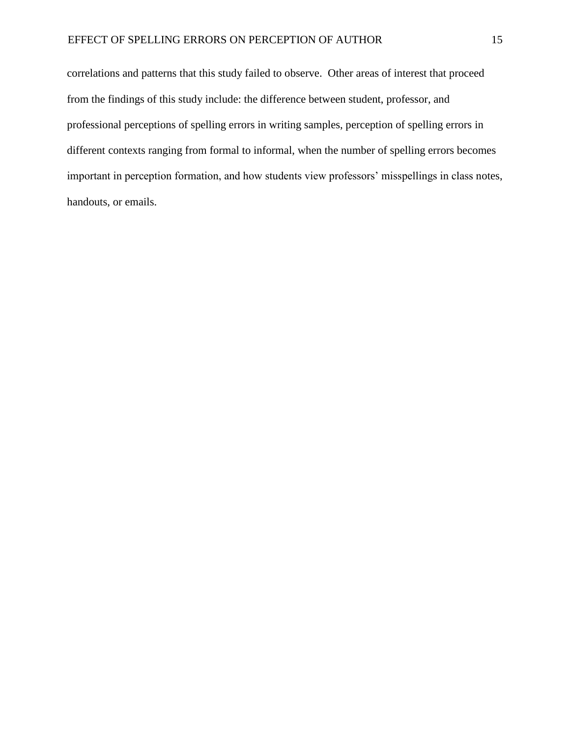correlations and patterns that this study failed to observe. Other areas of interest that proceed from the findings of this study include: the difference between student, professor, and professional perceptions of spelling errors in writing samples, perception of spelling errors in different contexts ranging from formal to informal, when the number of spelling errors becomes important in perception formation, and how students view professors' misspellings in class notes, handouts, or emails.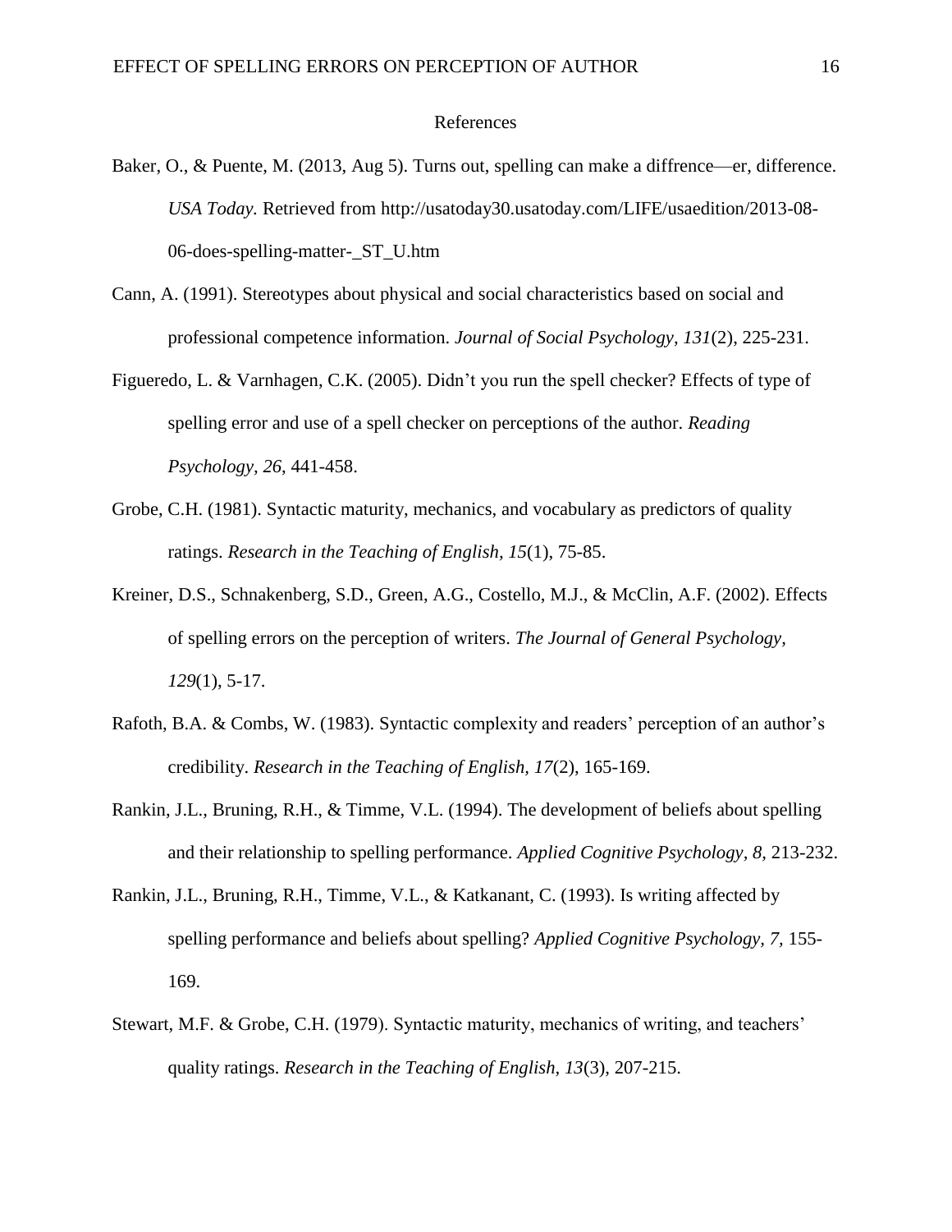# References

Baker, O., & Puente, M. (2013, Aug 5). Turns out, spelling can make a diffrence—er, difference. *USA Today.* Retrieved from http://usatoday30.usatoday.com/LIFE/usaedition/2013-08-06-does-spelling-matter-_ST_U.htm

Cann, A. (1991). Stereotypes about physical and social characteristics based on social and professional competence information. *Journal of Social Psychology*, *131*(2), 225-231.

Figueredo, L. & Varnhagen, C.K. (2005). Didn't you run the spell checker? Effects of type of spelling error and use of a spell checker on perceptions of the author. *Reading Psychology, 26*, 441-458.

Grobe, C.H. (1981). Syntactic maturity, mechanics, and vocabulary as predictors of quality ratings. *Research in the Teaching of English*, *15*(1), 75-85.

Kreiner, D.S., Schnakenberg, S.D., Green, A.G., Costello, M.J., & McClin, A.F. (2002). Effects of spelling errors on the perception of writers. *The Journal of General Psychology*, *129*(1), 5-17.

Rafoth, B.A. & Combs, W. (1983). Syntactic complexity and readers' perception of an author's credibility. *Research in the Teaching of English, 17*(2), 165-169.

Rankin, J.L., Bruning, R.H., & Timme, V.L. (1994). The development of beliefs about spelling and their relationship to spelling performance. *Applied Cognitive Psychology, 8*, 213-232.

Rankin, J.L., Bruning, R.H., Timme, V.L., & Katkanant, C. (1993). Is writing affected by spelling performance and beliefs about spelling? *Applied Cognitive Psychology, 7,* 155-169.

Stewart, M.F. & Grobe, C.H. (1979). Syntactic maturity, mechanics of writing, and teachers' quality ratings. *Research in the Teaching of English, 13*(3), 207-215.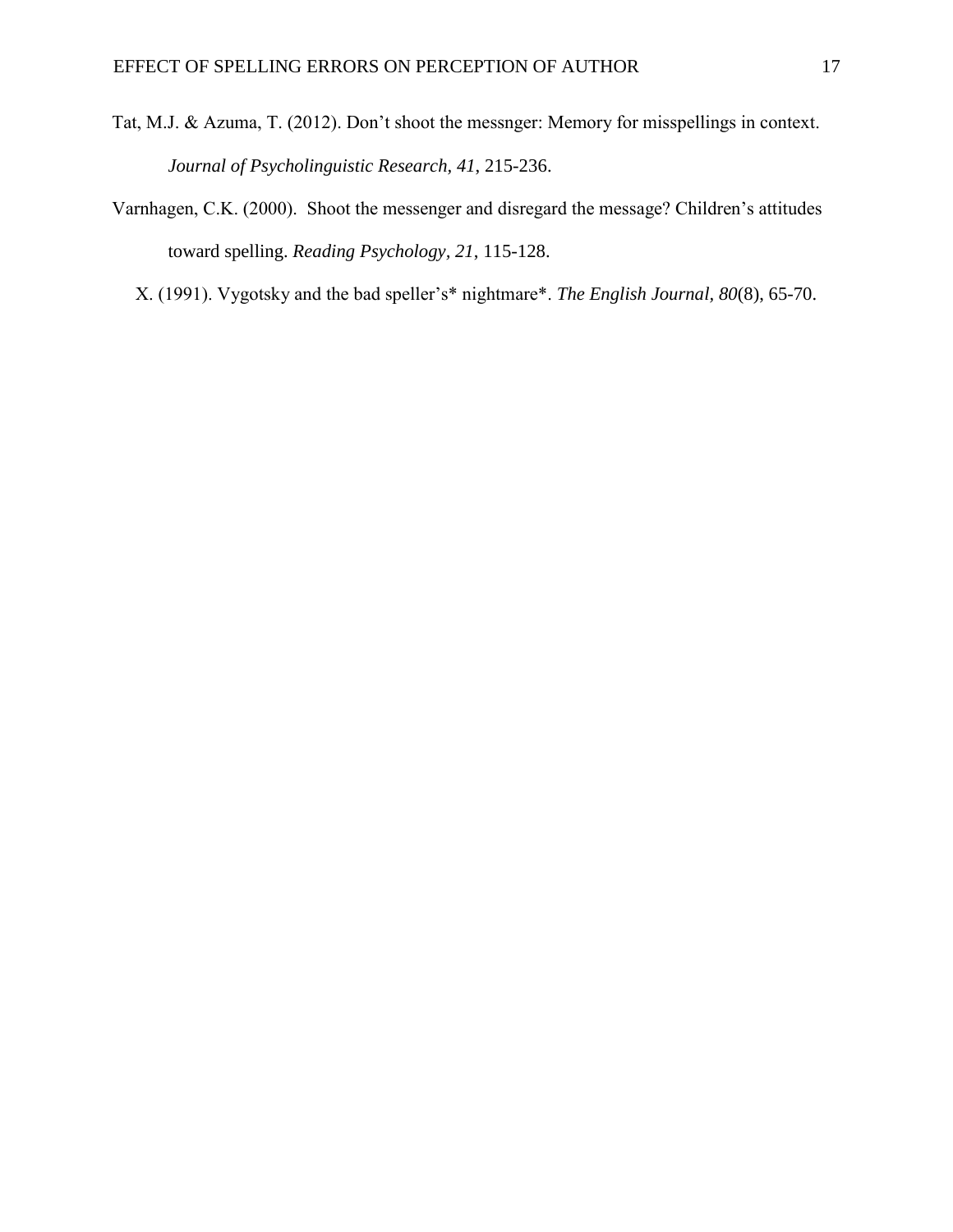Tat, M.J. & Azuma, T. (2012). Don’t shoot the messnger: Memory for misspellings in context. *Journal of Psycholinguistic Research, 41*, 215-236.

Varnhagen, C.K. (2000). Shoot the messenger and disregard the message? Children’s attitudes toward spelling. *Reading Psychology*, *21*, 115-128.

X. (1991). Vygotsky and the bad speller’s* nightmare*. *The English Journal*, *80*(8), 65-70.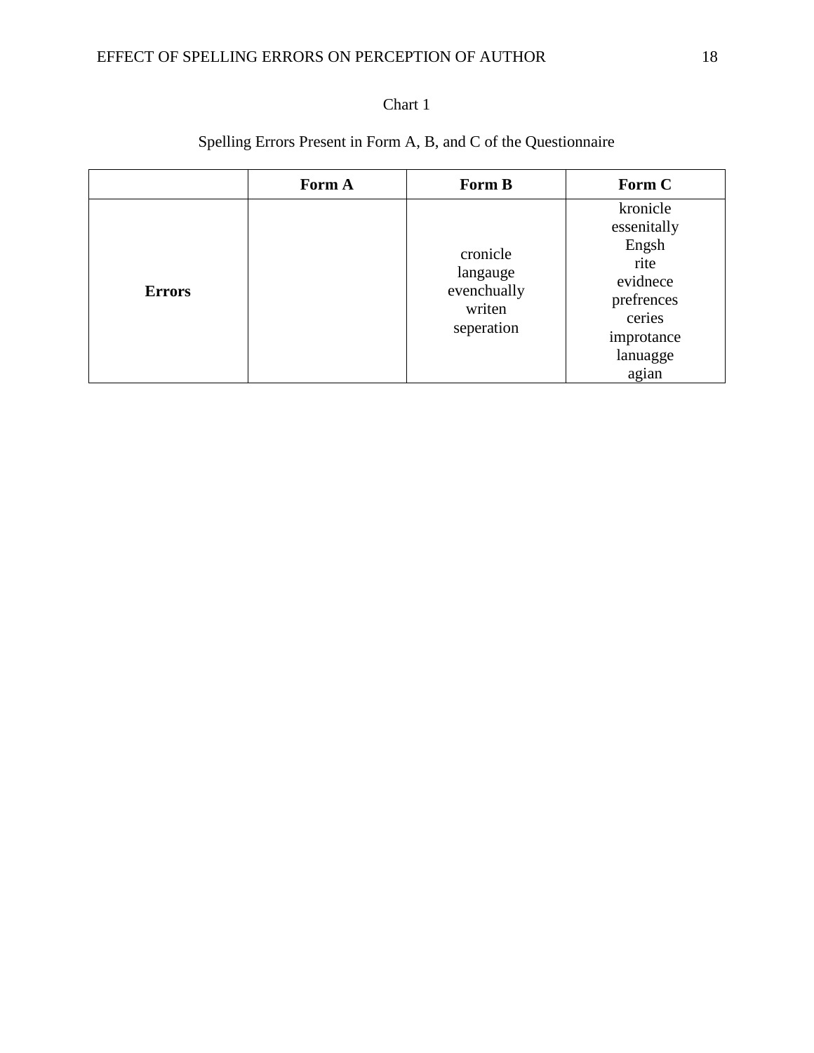Chart 1

Spelling Errors Present in Form A, B, and C of the Questionnaire

| | **Form A** | **Form B** | **Form C** |
|---|---|---|---|
| **Errors** | | cronicle<br>langauge<br>evenchually<br>writen<br>seperation | kronicle<br>essenitally<br>Engsh<br>rite<br>evidnece<br>prefrences<br>ceries<br>improtance<br>lanuagge<br>agian |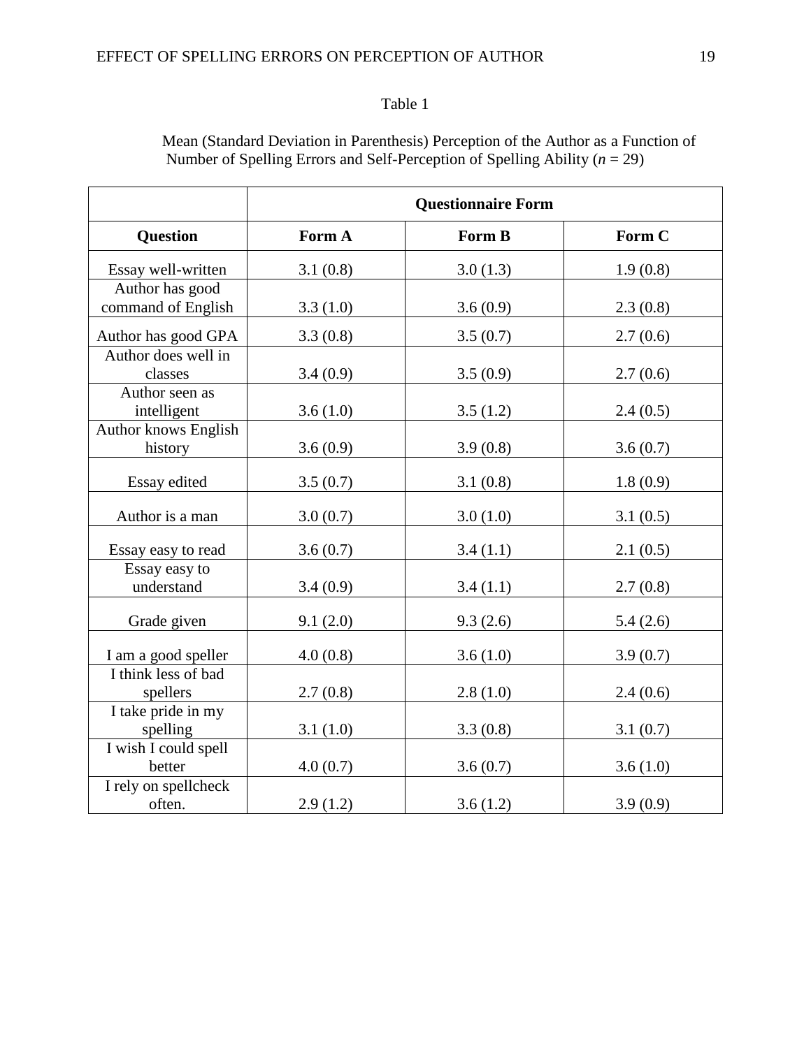Table 1

Mean (Standard Deviation in Parenthesis) Perception of the Author as a Function of Number of Spelling Errors and Self-Perception of Spelling Ability (*n* = 29)

| | **Questionnaire Form** | | |
|---|---|---|---|
| **Question** | **Form A** | **Form B** | **Form C** |
| Essay well-written | 3.1 (0.8) | 3.0 (1.3) | 1.9 (0.8) |
| Author has good command of English | 3.3 (1.0) | 3.6 (0.9) | 2.3 (0.8) |
| Author has good GPA | 3.3 (0.8) | 3.5 (0.7) | 2.7 (0.6) |
| Author does well in classes | 3.4 (0.9) | 3.5 (0.9) | 2.7 (0.6) |
| Author seen as intelligent | 3.6 (1.0) | 3.5 (1.2) | 2.4 (0.5) |
| Author knows English history | 3.6 (0.9) | 3.9 (0.8) | 3.6 (0.7) |
| Essay edited | 3.5 (0.7) | 3.1 (0.8) | 1.8 (0.9) |
| Author is a man | 3.0 (0.7) | 3.0 (1.0) | 3.1 (0.5) |
| Essay easy to read | 3.6 (0.7) | 3.4 (1.1) | 2.1 (0.5) |
| Essay easy to understand | 3.4 (0.9) | 3.4 (1.1) | 2.7 (0.8) |
| Grade given | 9.1 (2.0) | 9.3 (2.6) | 5.4 (2.6) |
| I am a good speller | 4.0 (0.8) | 3.6 (1.0) | 3.9 (0.7) |
| I think less of bad spellers | 2.7 (0.8) | 2.8 (1.0) | 2.4 (0.6) |
| I take pride in my spelling | 3.1 (1.0) | 3.3 (0.8) | 3.1 (0.7) |
| I wish I could spell better | 4.0 (0.7) | 3.6 (0.7) | 3.6 (1.0) |
| I rely on spellcheck often. | 2.9 (1.2) | 3.6 (1.2) | 3.9 (0.9) |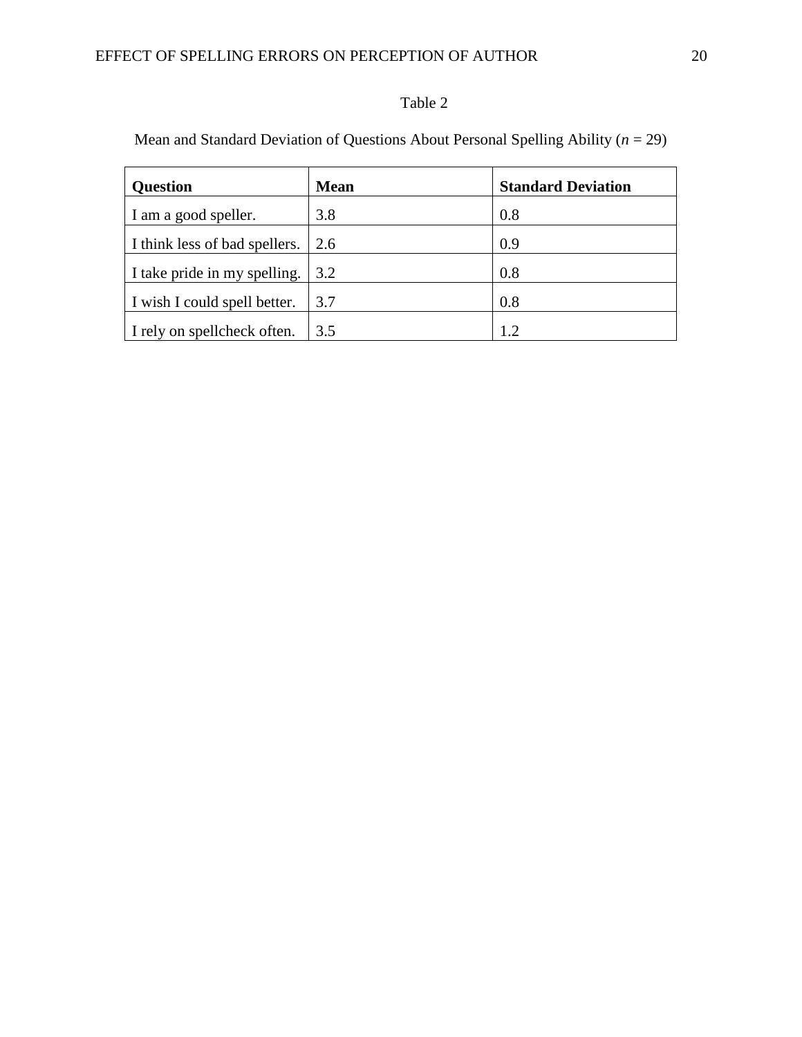Table 2

Mean and Standard Deviation of Questions About Personal Spelling Ability (*n* = 29)

| Question | Mean | Standard Deviation |
|---|---|---|
| I am a good speller. | 3.8 | 0.8 |
| I think less of bad spellers. | 2.6 | 0.9 |
| I take pride in my spelling. | 3.2 | 0.8 |
| I wish I could spell better. | 3.7 | 0.8 |
| I rely on spellcheck often. | 3.5 | 1.2 |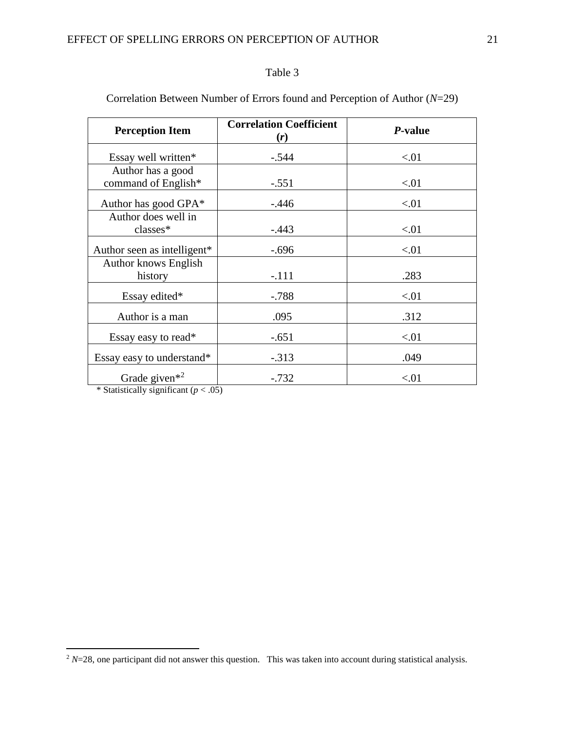Table 3

Correlation Between Number of Errors found and Perception of Author (*N*=29)

| **Perception Item** | **Correlation Coefficient (*r*)** | ***P*-value** |
|---|---|---|
| Essay well written* | -.544 | <.01 |
| Author has a good command of English* | -.551 | <.01 |
| Author has good GPA* | -.446 | <.01 |
| Author does well in classes* | -.443 | <.01 |
| Author seen as intelligent* | -.696 | <.01 |
| Author knows English history | -.111 | .283 |
| Essay edited* | -.788 | <.01 |
| Author is a man | .095 | .312 |
| Essay easy to read* | -.651 | <.01 |
| Essay easy to understand* | -.313 | .049 |
| Grade given*[2] | -.732 | <.01 |

* Statistically significant ($p < .05$)

[2] *N*=28, one participant did not answer this question. This was taken into account during statistical analysis.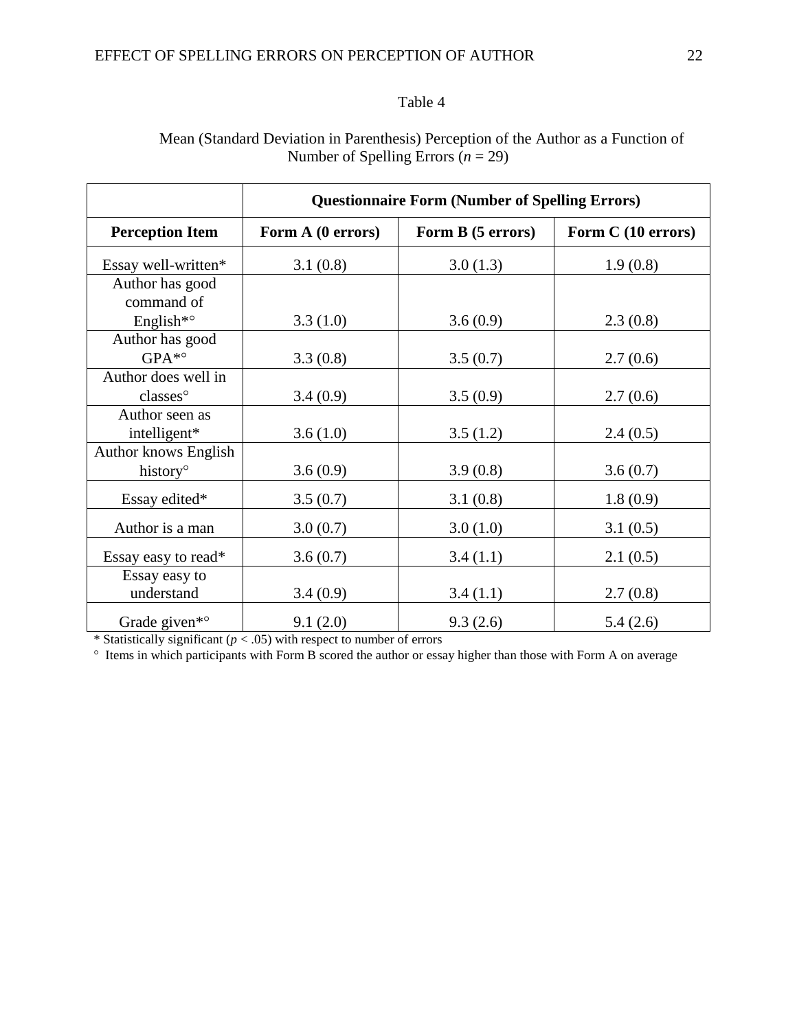Table 4

Mean (Standard Deviation in Parenthesis) Perception of the Author as a Function of Number of Spelling Errors (*n* = 29)

| | **Questionnaire Form (Number of Spelling Errors)** | | |
|---|---|---|---|
| **Perception Item** | **Form A (0 errors)** | **Form B (5 errors)** | **Form C (10 errors)** |
| Essay well-written* | 3.1 (0.8) | 3.0 (1.3) | 1.9 (0.8) |
| Author has good command of English*° | 3.3 (1.0) | 3.6 (0.9) | 2.3 (0.8) |
| Author has good GPA*° | 3.3 (0.8) | 3.5 (0.7) | 2.7 (0.6) |
| Author does well in classes° | 3.4 (0.9) | 3.5 (0.9) | 2.7 (0.6) |
| Author seen as intelligent* | 3.6 (1.0) | 3.5 (1.2) | 2.4 (0.5) |
| Author knows English history° | 3.6 (0.9) | 3.9 (0.8) | 3.6 (0.7) |
| Essay edited* | 3.5 (0.7) | 3.1 (0.8) | 1.8 (0.9) |
| Author is a man | 3.0 (0.7) | 3.0 (1.0) | 3.1 (0.5) |
| Essay easy to read* | 3.6 (0.7) | 3.4 (1.1) | 2.1 (0.5) |
| Essay easy to understand | 3.4 (0.9) | 3.4 (1.1) | 2.7 (0.8) |
| Grade given*° | 9.1 (2.0) | 9.3 (2.6) | 5.4 (2.6) |

* Statistically significant ($p < .05$) with respect to number of errors

° Items in which participants with Form B scored the author or essay higher than those with Form A on average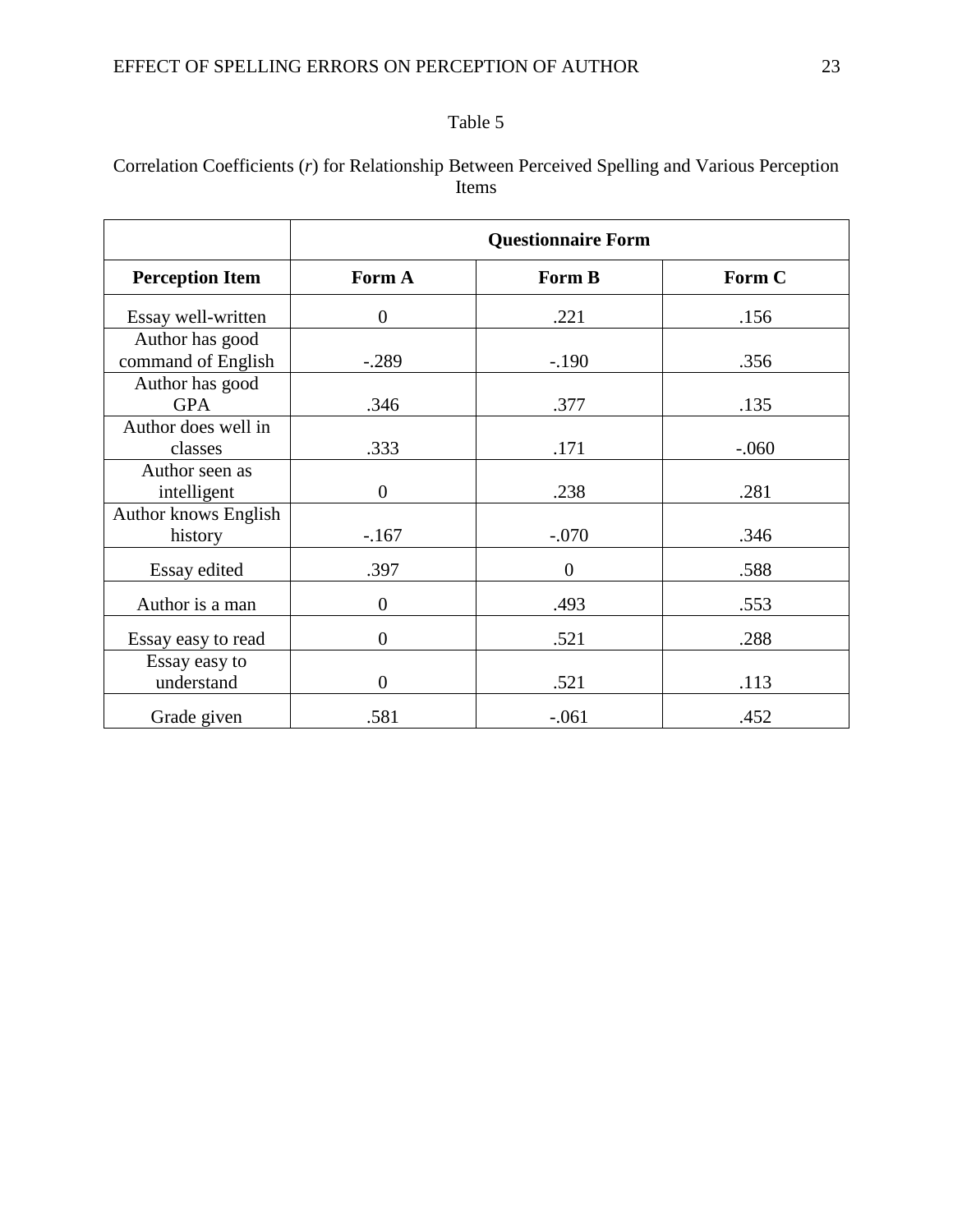Table 5

Correlation Coefficients (*r*) for Relationship Between Perceived Spelling and Various Perception Items

| | Questionnaire Form | | |
|---|---|---|---|
| **Perception Item** | **Form A** | **Form B** | **Form C** |
| Essay well-written | 0 | .221 | .156 |
| Author has good command of English | -.289 | -.190 | .356 |
| Author has good GPA | .346 | .377 | .135 |
| Author does well in classes | .333 | .171 | -.060 |
| Author seen as intelligent | 0 | .238 | .281 |
| Author knows English history | -.167 | -.070 | .346 |
| Essay edited | .397 | 0 | .588 |
| Author is a man | 0 | .493 | .553 |
| Essay easy to read | 0 | .521 | .288 |
| Essay easy to understand | 0 | .521 | .113 |
| Grade given | .581 | -.061 | .452 |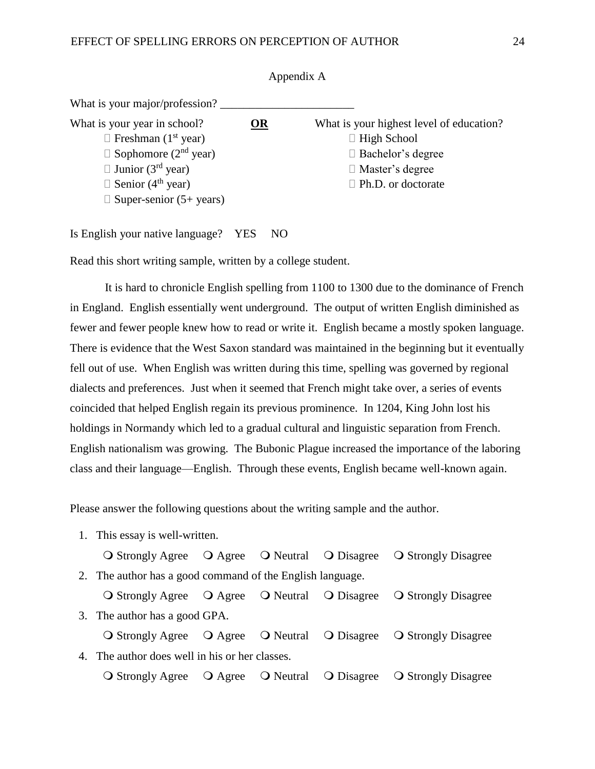## Appendix A

What is your major/profession? _______________________

What is your year in school? **OR** What is your highest level of education?

- ☐ Freshman (1st year)
- ☐ Sophomore (2nd year)
- ☐ Junior (3rd year)
- ☐ Senior (4th year)
- ☐ Super-senior (5+ years)

- ☐ High School
- ☐ Bachelor's degree
- ☐ Master's degree
- ☐ Ph.D. or doctorate

Is English your native language? YES NO

Read this short writing sample, written by a college student.

It is hard to chronicle English spelling from 1100 to 1300 due to the dominance of French in England. English essentially went underground. The output of written English diminished as fewer and fewer people knew how to read or write it. English became a mostly spoken language. There is evidence that the West Saxon standard was maintained in the beginning but it eventually fell out of use. When English was written during this time, spelling was governed by regional dialects and preferences. Just when it seemed that French might take over, a series of events coincided that helped English regain its previous prominence. In 1204, King John lost his holdings in Normandy which led to a gradual cultural and linguistic separation from French. English nationalism was growing. The Bubonic Plague increased the importance of the laboring class and their language—English. Through these events, English became well-known again.

Please answer the following questions about the writing sample and the author.

1. This essay is well-written.

   ❍ Strongly Agree ❍ Agree ❍ Neutral ❍ Disagree ❍ Strongly Disagree

2. The author has a good command of the English language.

   ❍ Strongly Agree ❍ Agree ❍ Neutral ❍ Disagree ❍ Strongly Disagree

3. The author has a good GPA.

   ❍ Strongly Agree ❍ Agree ❍ Neutral ❍ Disagree ❍ Strongly Disagree

4. The author does well in his or her classes.

   ❍ Strongly Agree ❍ Agree ❍ Neutral ❍ Disagree ❍ Strongly Disagree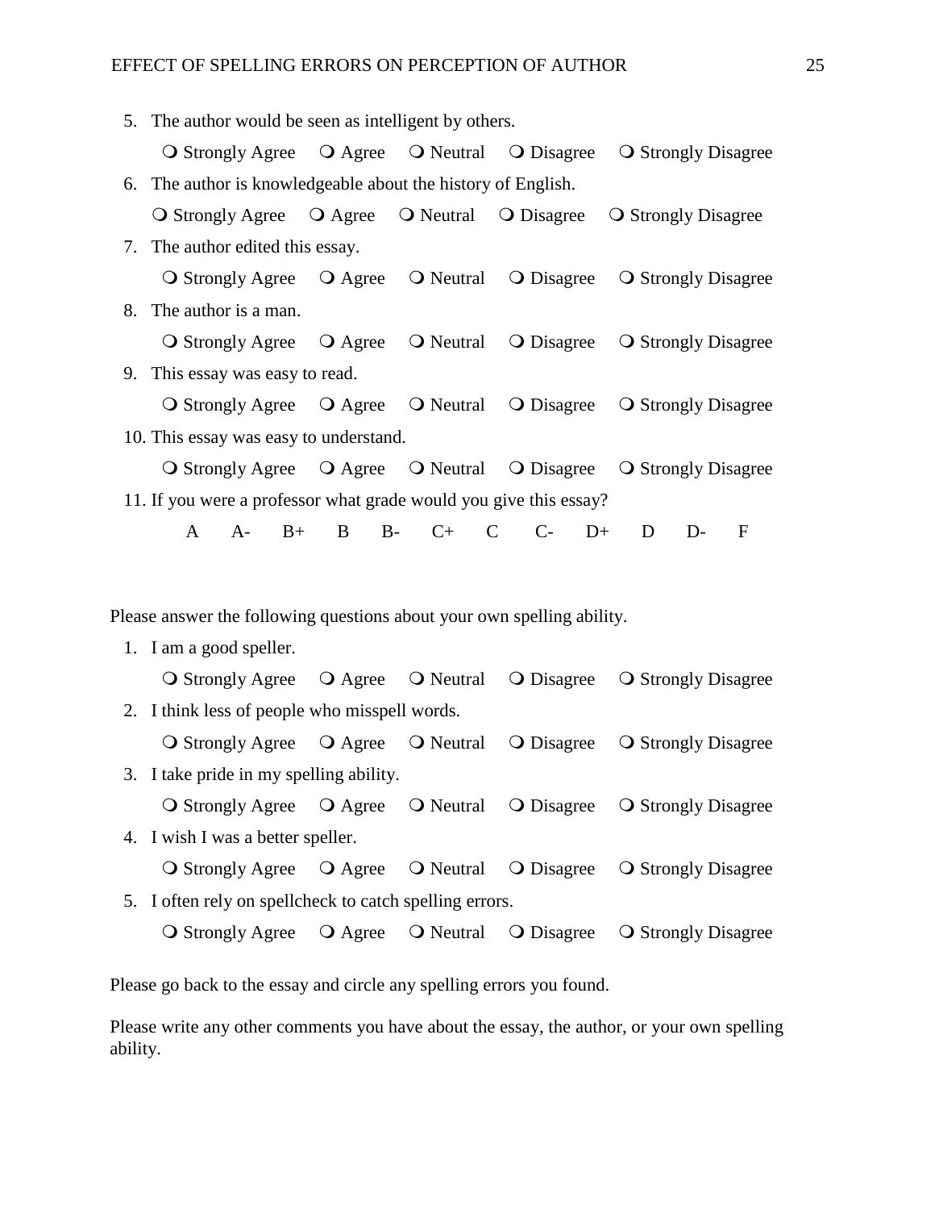5. The author would be seen as intelligent by others.

   ❍ Strongly Agree ❍ Agree ❍ Neutral ❍ Disagree ❍ Strongly Disagree

6. The author is knowledgeable about the history of English.

   ❍ Strongly Agree ❍ Agree ❍ Neutral ❍ Disagree ❍ Strongly Disagree

7. The author edited this essay.

   ❍ Strongly Agree ❍ Agree ❍ Neutral ❍ Disagree ❍ Strongly Disagree

8. The author is a man.

   ❍ Strongly Agree ❍ Agree ❍ Neutral ❍ Disagree ❍ Strongly Disagree

9. This essay was easy to read.

   ❍ Strongly Agree ❍ Agree ❍ Neutral ❍ Disagree ❍ Strongly Disagree

10. This essay was easy to understand.

    ❍ Strongly Agree ❍ Agree ❍ Neutral ❍ Disagree ❍ Strongly Disagree

11. If you were a professor what grade would you give this essay?

    A A- B+ B B- C+ C C- D+ D D- F

Please answer the following questions about your own spelling ability.

1. I am a good speller.

   ❍ Strongly Agree ❍ Agree ❍ Neutral ❍ Disagree ❍ Strongly Disagree

2. I think less of people who misspell words.

   ❍ Strongly Agree ❍ Agree ❍ Neutral ❍ Disagree ❍ Strongly Disagree

3. I take pride in my spelling ability.

   ❍ Strongly Agree ❍ Agree ❍ Neutral ❍ Disagree ❍ Strongly Disagree

4. I wish I was a better speller.

   ❍ Strongly Agree ❍ Agree ❍ Neutral ❍ Disagree ❍ Strongly Disagree

5. I often rely on spellcheck to catch spelling errors.

   ❍ Strongly Agree ❍ Agree ❍ Neutral ❍ Disagree ❍ Strongly Disagree

Please go back to the essay and circle any spelling errors you found.

Please write any other comments you have about the essay, the author, or your own spelling ability.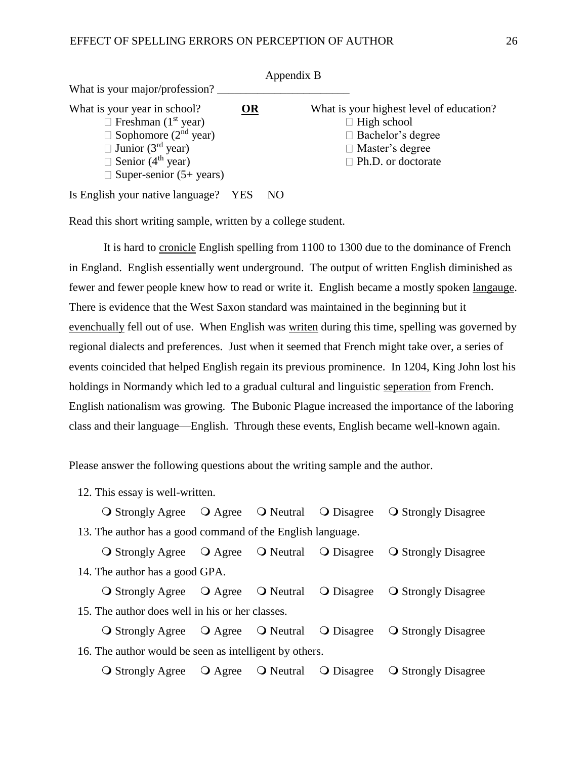## Appendix B

What is your major/profession? _______________________

What is your year in school? **OR** What is your highest level of education?

- □ Freshman ($1^{st}$ year)
- □ Sophomore ($2^{nd}$ year)
- □ Junior ($3^{rd}$ year)
- □ Senior ($4^{th}$ year)
- □ Super-senior (5+ years)

- □ High school
- □ Bachelor's degree
- □ Master's degree
- □ Ph.D. or doctorate

Is English your native language? YES NO

Read this short writing sample, written by a college student.

It is hard to <u>cronicle</u> English spelling from 1100 to 1300 due to the dominance of French in England. English essentially went underground. The output of written English diminished as fewer and fewer people knew how to read or write it. English became a mostly spoken <u>langauge</u>. There is evidence that the West Saxon standard was maintained in the beginning but it <u>evenchually</u> fell out of use. When English was <u>writen</u> during this time, spelling was governed by regional dialects and preferences. Just when it seemed that French might take over, a series of events coincided that helped English regain its previous prominence. In 1204, King John lost his holdings in Normandy which led to a gradual cultural and linguistic <u>seperation</u> from French. English nationalism was growing. The Bubonic Plague increased the importance of the laboring class and their language—English. Through these events, English became well-known again.

Please answer the following questions about the writing sample and the author.

12. This essay is well-written.

    ❍ Strongly Agree ❍ Agree ❍ Neutral ❍ Disagree ❍ Strongly Disagree

13. The author has a good command of the English language.

    ❍ Strongly Agree ❍ Agree ❍ Neutral ❍ Disagree ❍ Strongly Disagree

14. The author has a good GPA.

    ❍ Strongly Agree ❍ Agree ❍ Neutral ❍ Disagree ❍ Strongly Disagree

15. The author does well in his or her classes.

    ❍ Strongly Agree ❍ Agree ❍ Neutral ❍ Disagree ❍ Strongly Disagree

16. The author would be seen as intelligent by others.

    ❍ Strongly Agree ❍ Agree ❍ Neutral ❍ Disagree ❍ Strongly Disagree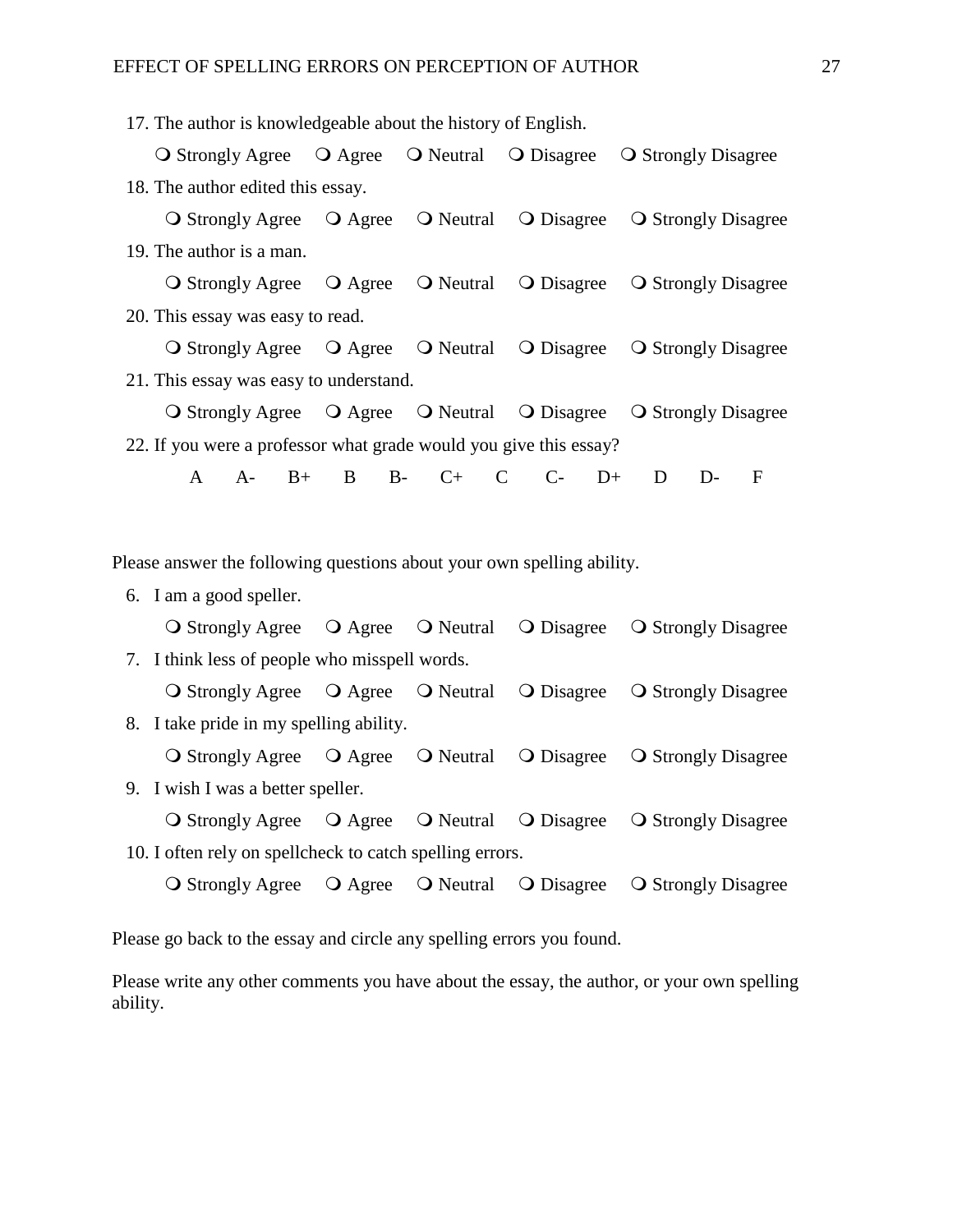17. The author is knowledgeable about the history of English.

    ❍ Strongly Agree   ❍ Agree   ❍ Neutral   ❍ Disagree   ❍ Strongly Disagree

18. The author edited this essay.

    ❍ Strongly Agree   ❍ Agree   ❍ Neutral   ❍ Disagree   ❍ Strongly Disagree

19. The author is a man.

    ❍ Strongly Agree   ❍ Agree   ❍ Neutral   ❍ Disagree   ❍ Strongly Disagree

20. This essay was easy to read.

    ❍ Strongly Agree   ❍ Agree   ❍ Neutral   ❍ Disagree   ❍ Strongly Disagree

21. This essay was easy to understand.

    ❍ Strongly Agree   ❍ Agree   ❍ Neutral   ❍ Disagree   ❍ Strongly Disagree

22. If you were a professor what grade would you give this essay?

    A   A-   B+   B   B-   C+   C   C-   D+   D   D-   F

Please answer the following questions about your own spelling ability.

6. I am a good speller.

    ❍ Strongly Agree   ❍ Agree   ❍ Neutral   ❍ Disagree   ❍ Strongly Disagree

7. I think less of people who misspell words.

    ❍ Strongly Agree   ❍ Agree   ❍ Neutral   ❍ Disagree   ❍ Strongly Disagree

8. I take pride in my spelling ability.

    ❍ Strongly Agree   ❍ Agree   ❍ Neutral   ❍ Disagree   ❍ Strongly Disagree

9. I wish I was a better speller.

    ❍ Strongly Agree   ❍ Agree   ❍ Neutral   ❍ Disagree   ❍ Strongly Disagree

10. I often rely on spellcheck to catch spelling errors.

    ❍ Strongly Agree   ❍ Agree   ❍ Neutral   ❍ Disagree   ❍ Strongly Disagree

Please go back to the essay and circle any spelling errors you found.

Please write any other comments you have about the essay, the author, or your own spelling ability.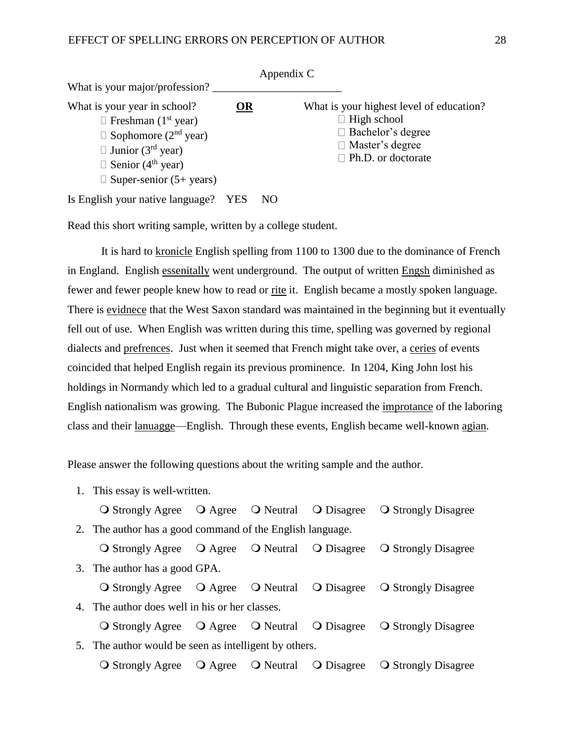Appendix C

What is your major/profession? _______________________

What is your year in school?

- ☐ Freshman (1st year)
- ☐ Sophomore (2nd year)
- ☐ Junior (3rd year)
- ☐ Senior (4th year)
- ☐ Super-senior (5+ years)

**OR**

What is your highest level of education?

- ☐ High school
- ☐ Bachelor's degree
- ☐ Master's degree
- ☐ Ph.D. or doctorate

Is English your native language? YES NO

Read this short writing sample, written by a college student.

It is hard to kronicle English spelling from 1100 to 1300 due to the dominance of French in England. English essenitally went underground. The output of written Engsh diminished as fewer and fewer people knew how to read or rite it. English became a mostly spoken language. There is evidnece that the West Saxon standard was maintained in the beginning but it eventually fell out of use. When English was written during this time, spelling was governed by regional dialects and prefrences. Just when it seemed that French might take over, a ceries of events coincided that helped English regain its previous prominence. In 1204, King John lost his holdings in Normandy which led to a gradual cultural and linguistic separation from French. English nationalism was growing. The Bubonic Plague increased the improtance of the laboring class and their lanuagge—English. Through these events, English became well-known agian.

Please answer the following questions about the writing sample and the author.

1. This essay is well-written.

   ❍ Strongly Agree ❍ Agree ❍ Neutral ❍ Disagree ❍ Strongly Disagree

2. The author has a good command of the English language.

   ❍ Strongly Agree ❍ Agree ❍ Neutral ❍ Disagree ❍ Strongly Disagree

3. The author has a good GPA.

   ❍ Strongly Agree ❍ Agree ❍ Neutral ❍ Disagree ❍ Strongly Disagree

4. The author does well in his or her classes.

   ❍ Strongly Agree ❍ Agree ❍ Neutral ❍ Disagree ❍ Strongly Disagree

5. The author would be seen as intelligent by others.

   ❍ Strongly Agree ❍ Agree ❍ Neutral ❍ Disagree ❍ Strongly Disagree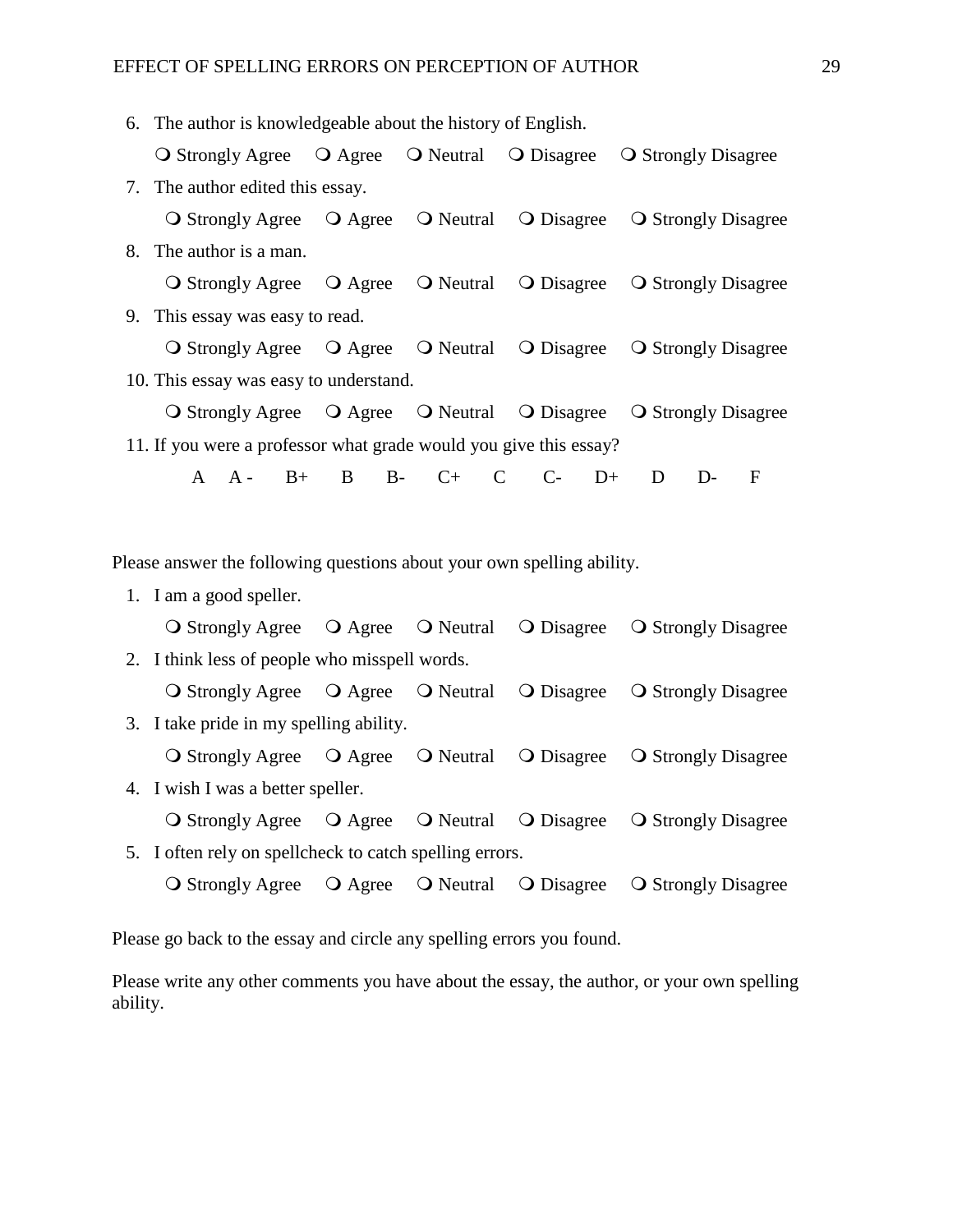6. The author is knowledgeable about the history of English.

   ❍ Strongly Agree ❍ Agree ❍ Neutral ❍ Disagree ❍ Strongly Disagree

7. The author edited this essay.

   ❍ Strongly Agree ❍ Agree ❍ Neutral ❍ Disagree ❍ Strongly Disagree

8. The author is a man.

   ❍ Strongly Agree ❍ Agree ❍ Neutral ❍ Disagree ❍ Strongly Disagree

9. This essay was easy to read.

   ❍ Strongly Agree ❍ Agree ❍ Neutral ❍ Disagree ❍ Strongly Disagree

10. This essay was easy to understand.

    ❍ Strongly Agree ❍ Agree ❍ Neutral ❍ Disagree ❍ Strongly Disagree

11. If you were a professor what grade would you give this essay?

    A A - B+ B B- C+ C C- D+ D D- F

Please answer the following questions about your own spelling ability.

1. I am a good speller.

   ❍ Strongly Agree ❍ Agree ❍ Neutral ❍ Disagree ❍ Strongly Disagree

2. I think less of people who misspell words.

   ❍ Strongly Agree ❍ Agree ❍ Neutral ❍ Disagree ❍ Strongly Disagree

3. I take pride in my spelling ability.

   ❍ Strongly Agree ❍ Agree ❍ Neutral ❍ Disagree ❍ Strongly Disagree

4. I wish I was a better speller.

   ❍ Strongly Agree ❍ Agree ❍ Neutral ❍ Disagree ❍ Strongly Disagree

5. I often rely on spellcheck to catch spelling errors.

   ❍ Strongly Agree ❍ Agree ❍ Neutral ❍ Disagree ❍ Strongly Disagree

Please go back to the essay and circle any spelling errors you found.

Please write any other comments you have about the essay, the author, or your own spelling ability.